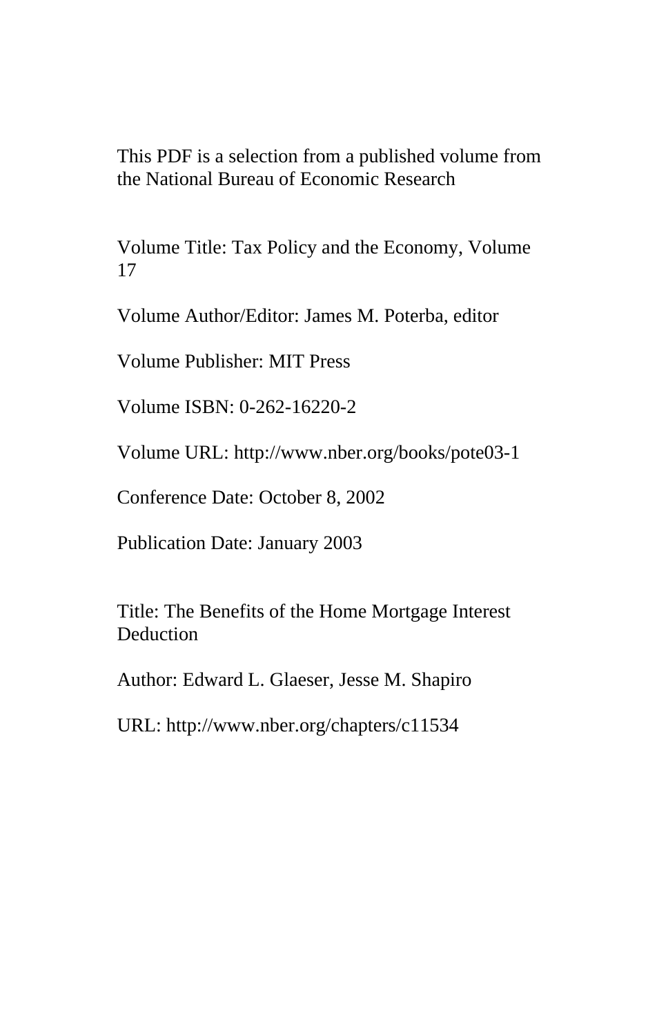This PDF is a selection from a published volume from the National Bureau of Economic Research

Volume Title: Tax Policy and the Economy, Volume 17

Volume Author/Editor: James M. Poterba, editor

Volume Publisher: MIT Press

Volume ISBN: 0-262-16220-2

Volume URL: http://www.nber.org/books/pote03-1

Conference Date: October 8, 2002

Publication Date: January 2003

Title: The Benefits of the Home Mortgage Interest Deduction

Author: Edward L. Glaeser, Jesse M. Shapiro

URL: http://www.nber.org/chapters/c11534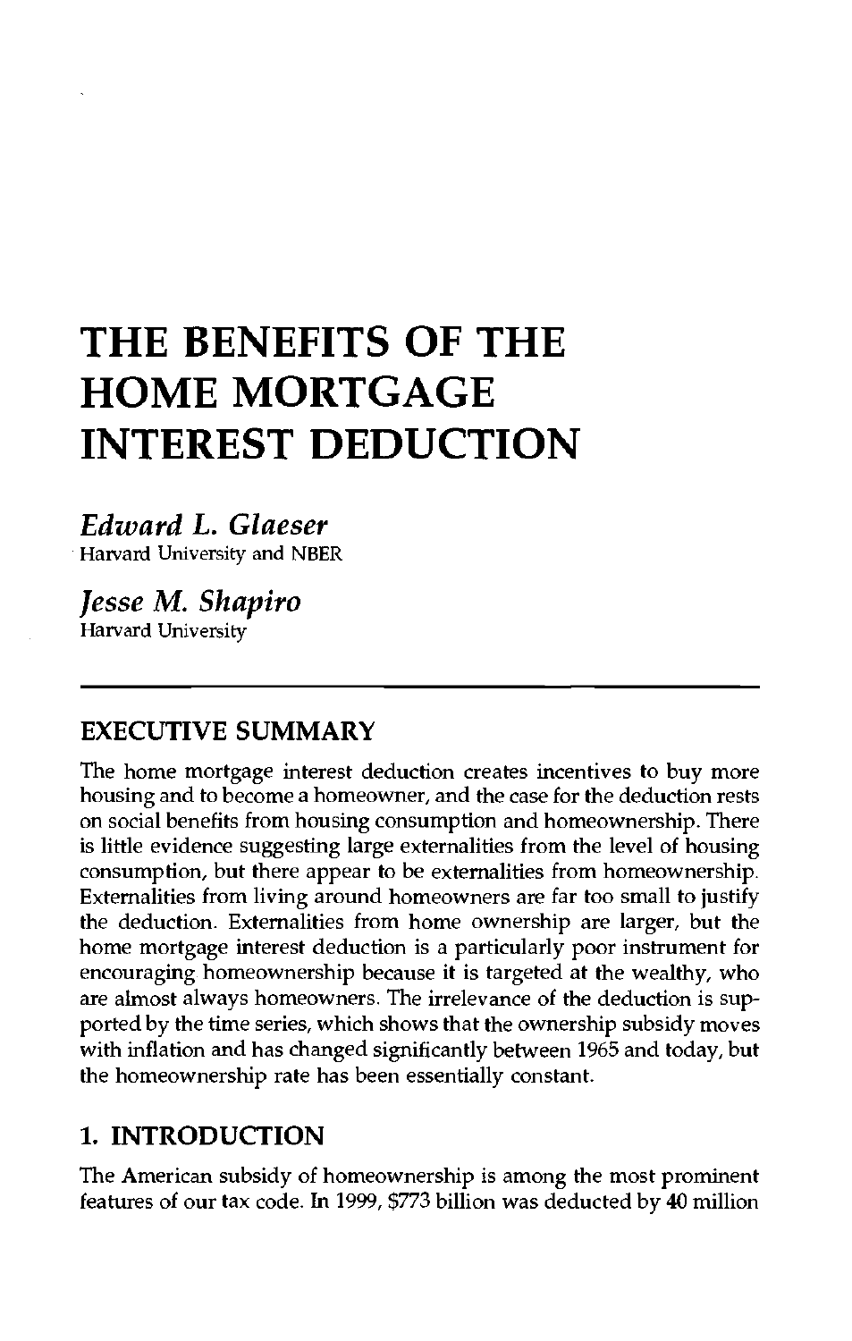# THE BENEFITS OF THE HOME MORTGAGE INTEREST DEDUCTION

*Edward L. Glaeser*
Harvard University and NBER

*Jesse M. Shapiro*
Harvard University

---

## EXECUTIVE SUMMARY

The home mortgage interest deduction creates incentives to buy more housing and to become a homeowner, and the case for the deduction rests on social benefits from housing consumption and homeownership. There is little evidence suggesting large externalities from the level of housing consumption, but there appear to be externalities from homeownership. Externalities from living around homeowners are far too small to justify the deduction. Externalities from home ownership are larger, but the home mortgage interest deduction is a particularly poor instrument for encouraging homeownership because it is targeted at the wealthy, who are almost always homeowners. The irrelevance of the deduction is supported by the time series, which shows that the ownership subsidy moves with inflation and has changed significantly between 1965 and today, but the homeownership rate has been essentially constant.

## 1. INTRODUCTION

The American subsidy of homeownership is among the most prominent features of our tax code. In 1999, $773 billion was deducted by 40 million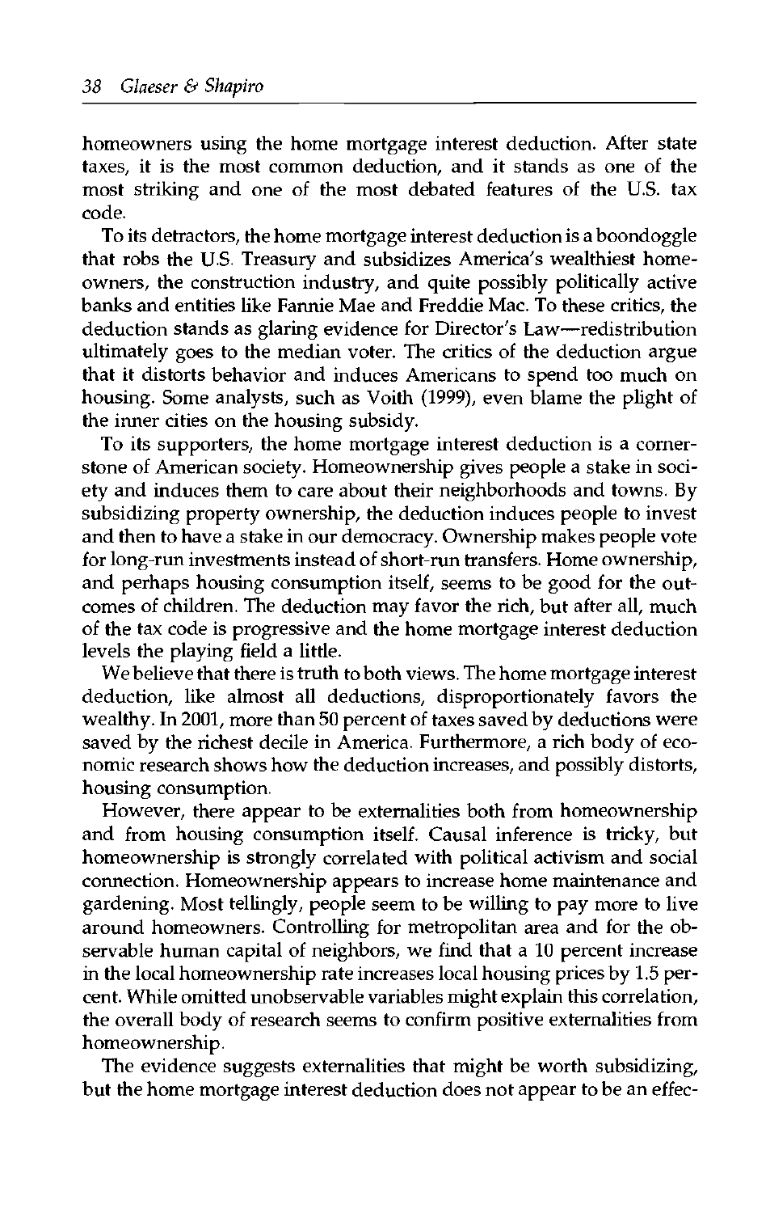homeowners using the home mortgage interest deduction. After state taxes, it is the most common deduction, and it stands as one of the most striking and one of the most debated features of the U.S. tax code.

To its detractors, the home mortgage interest deduction is a boondoggle that robs the U.S. Treasury and subsidizes America's wealthiest homeowners, the construction industry, and quite possibly politically active banks and entities like Fannie Mae and Freddie Mac. To these critics, the deduction stands as glaring evidence for Director's Law—redistribution ultimately goes to the median voter. The critics of the deduction argue that it distorts behavior and induces Americans to spend too much on housing. Some analysts, such as Voith (1999), even blame the plight of the inner cities on the housing subsidy.

To its supporters, the home mortgage interest deduction is a cornerstone of American society. Homeownership gives people a stake in society and induces them to care about their neighborhoods and towns. By subsidizing property ownership, the deduction induces people to invest and then to have a stake in our democracy. Ownership makes people vote for long-run investments instead of short-run transfers. Home ownership, and perhaps housing consumption itself, seems to be good for the outcomes of children. The deduction may favor the rich, but after all, much of the tax code is progressive and the home mortgage interest deduction levels the playing field a little.

We believe that there is truth to both views. The home mortgage interest deduction, like almost all deductions, disproportionately favors the wealthy. In 2001, more than 50 percent of taxes saved by deductions were saved by the richest decile in America. Furthermore, a rich body of economic research shows how the deduction increases, and possibly distorts, housing consumption.

However, there appear to be externalities both from homeownership and from housing consumption itself. Causal inference is tricky, but homeownership is strongly correlated with political activism and social connection. Homeownership appears to increase home maintenance and gardening. Most tellingly, people seem to be willing to pay more to live around homeowners. Controlling for metropolitan area and for the observable human capital of neighbors, we find that a 10 percent increase in the local homeownership rate increases local housing prices by 1.5 percent. While omitted unobservable variables might explain this correlation, the overall body of research seems to confirm positive externalities from homeownership.

The evidence suggests externalities that might be worth subsidizing, but the home mortgage interest deduction does not appear to be an effec-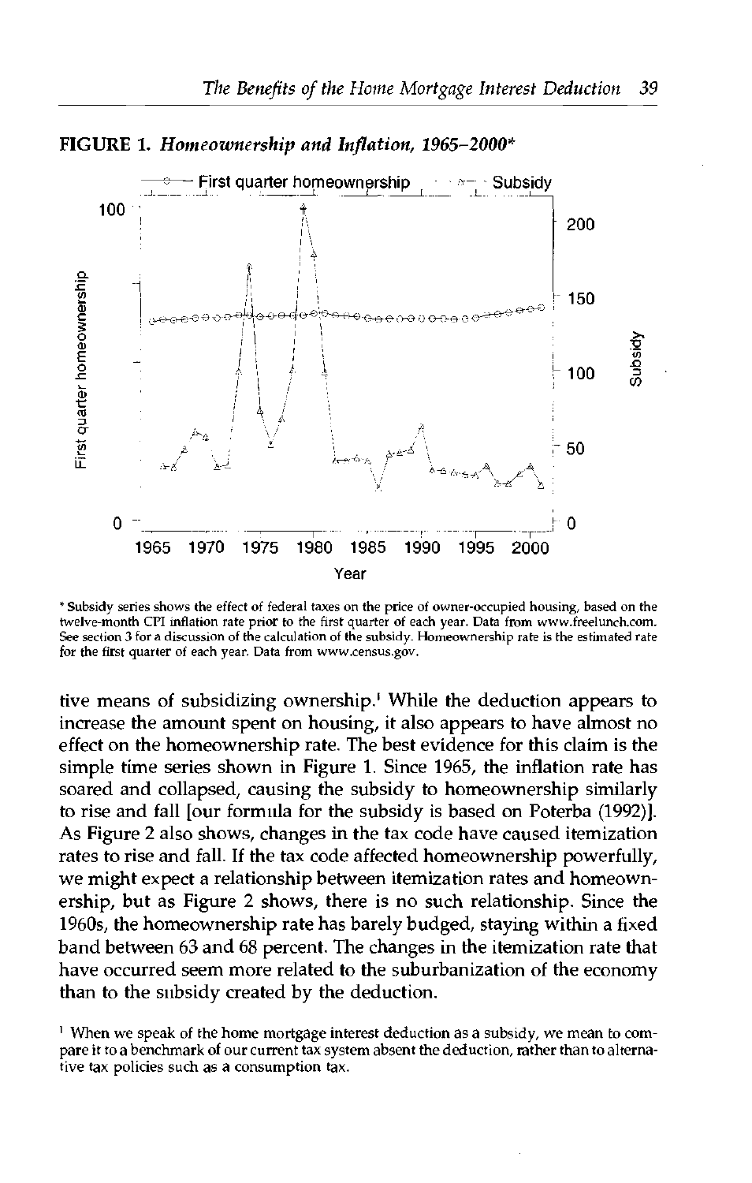**FIGURE 1.** ***Homeownership and Inflation, 1965–2000****

* Subsidy series shows the effect of federal taxes on the price of owner-occupied housing, based on the twelve-month CPI inflation rate prior to the first quarter of each year. Data from www.freelunch.com. See section 3 for a discussion of the calculation of the subsidy. Homeownership rate is the estimated rate for the first quarter of each year. Data from www.census.gov.

tive means of subsidizing ownership.[1] While the deduction appears to increase the amount spent on housing, it also appears to have almost no effect on the homeownership rate. The best evidence for this claim is the simple time series shown in Figure 1. Since 1965, the inflation rate has soared and collapsed, causing the subsidy to homeownership similarly to rise and fall [our formula for the subsidy is based on Poterba (1992)]. As Figure 2 also shows, changes in the tax code have caused itemization rates to rise and fall. If the tax code affected homeownership powerfully, we might expect a relationship between itemization rates and homeownership, but as Figure 2 shows, there is no such relationship. Since the 1960s, the homeownership rate has barely budged, staying within a fixed band between 63 and 68 percent. The changes in the itemization rate that have occurred seem more related to the suburbanization of the economy than to the subsidy created by the deduction.

[1] When we speak of the home mortgage interest deduction as a subsidy, we mean to compare it to a benchmark of our current tax system absent the deduction, rather than to alternative tax policies such as a consumption tax.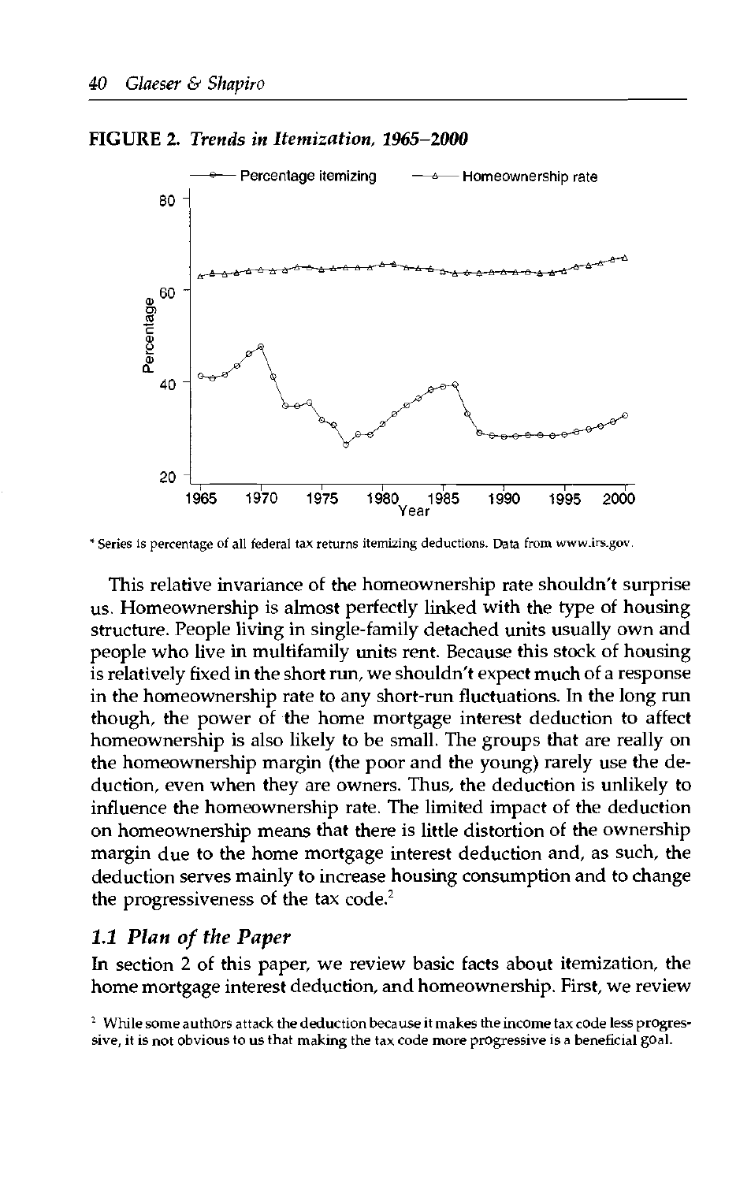**FIGURE 2.** ***Trends in Itemization, 1965–2000***

* Series is percentage of all federal tax returns itemizing deductions. Data from www.irs.gov.

This relative invariance of the homeownership rate shouldn't surprise us. Homeownership is almost perfectly linked with the type of housing structure. People living in single-family detached units usually own and people who live in multifamily units rent. Because this stock of housing is relatively fixed in the short run, we shouldn't expect much of a response in the homeownership rate to any short-run fluctuations. In the long run though, the power of the home mortgage interest deduction to affect homeownership is also likely to be small. The groups that are really on the homeownership margin (the poor and the young) rarely use the deduction, even when they are owners. Thus, the deduction is unlikely to influence the homeownership rate. The limited impact of the deduction on homeownership means that there is little distortion of the ownership margin due to the home mortgage interest deduction and, as such, the deduction serves mainly to increase housing consumption and to change the progressiveness of the tax code.[2]

### *1.1 Plan of the Paper*

In section 2 of this paper, we review basic facts about itemization, the home mortgage interest deduction, and homeownership. First, we review

[2] While some authors attack the deduction because it makes the income tax code less progressive, it is not obvious to us that making the tax code more progressive is a beneficial goal.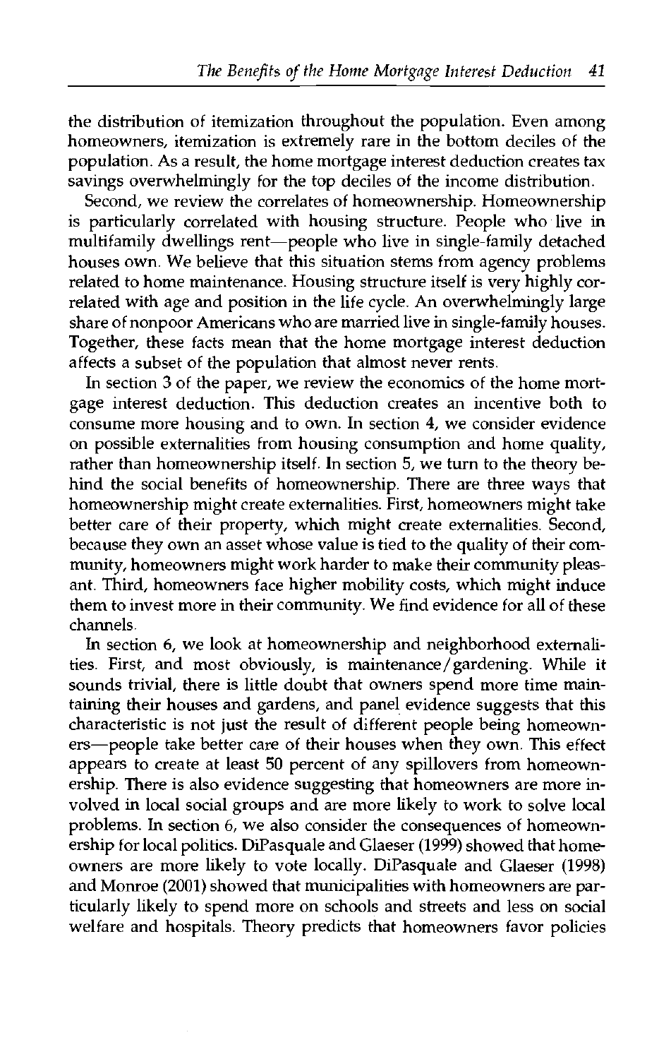the distribution of itemization throughout the population. Even among homeowners, itemization is extremely rare in the bottom deciles of the population. As a result, the home mortgage interest deduction creates tax savings overwhelmingly for the top deciles of the income distribution.

Second, we review the correlates of homeownership. Homeownership is particularly correlated with housing structure. People who live in multifamily dwellings rent—people who live in single-family detached houses own. We believe that this situation stems from agency problems related to home maintenance. Housing structure itself is very highly correlated with age and position in the life cycle. An overwhelmingly large share of nonpoor Americans who are married live in single-family houses. Together, these facts mean that the home mortgage interest deduction affects a subset of the population that almost never rents.

In section 3 of the paper, we review the economics of the home mortgage interest deduction. This deduction creates an incentive both to consume more housing and to own. In section 4, we consider evidence on possible externalities from housing consumption and home quality, rather than homeownership itself. In section 5, we turn to the theory behind the social benefits of homeownership. There are three ways that homeownership might create externalities. First, homeowners might take better care of their property, which might create externalities. Second, because they own an asset whose value is tied to the quality of their community, homeowners might work harder to make their community pleasant. Third, homeowners face higher mobility costs, which might induce them to invest more in their community. We find evidence for all of these channels.

In section 6, we look at homeownership and neighborhood externalities. First, and most obviously, is maintenance/gardening. While it sounds trivial, there is little doubt that owners spend more time maintaining their houses and gardens, and panel evidence suggests that this characteristic is not just the result of different people being homeowners—people take better care of their houses when they own. This effect appears to create at least 50 percent of any spillovers from homeownership. There is also evidence suggesting that homeowners are more involved in local social groups and are more likely to work to solve local problems. In section 6, we also consider the consequences of homeownership for local politics. DiPasquale and Glaeser (1999) showed that homeowners are more likely to vote locally. DiPasquale and Glaeser (1998) and Monroe (2001) showed that municipalities with homeowners are particularly likely to spend more on schools and streets and less on social welfare and hospitals. Theory predicts that homeowners favor policies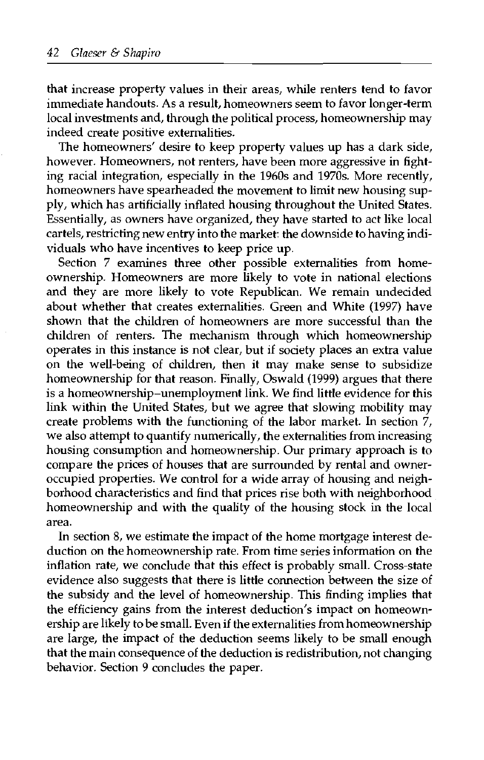that increase property values in their areas, while renters tend to favor immediate handouts. As a result, homeowners seem to favor longer-term local investments and, through the political process, homeownership may indeed create positive externalities.

The homeowners' desire to keep property values up has a dark side, however. Homeowners, not renters, have been more aggressive in fighting racial integration, especially in the 1960s and 1970s. More recently, homeowners have spearheaded the movement to limit new housing supply, which has artificially inflated housing throughout the United States. Essentially, as owners have organized, they have started to act like local cartels, restricting new entry into the market: the downside to having individuals who have incentives to keep price up.

Section 7 examines three other possible externalities from homeownership. Homeowners are more likely to vote in national elections and they are more likely to vote Republican. We remain undecided about whether that creates externalities. Green and White (1997) have shown that the children of homeowners are more successful than the children of renters. The mechanism through which homeownership operates in this instance is not clear, but if society places an extra value on the well-being of children, then it may make sense to subsidize homeownership for that reason. Finally, Oswald (1999) argues that there is a homeownership–unemployment link. We find little evidence for this link within the United States, but we agree that slowing mobility may create problems with the functioning of the labor market. In section 7, we also attempt to quantify numerically, the externalities from increasing housing consumption and homeownership. Our primary approach is to compare the prices of houses that are surrounded by rental and owner-occupied properties. We control for a wide array of housing and neighborhood characteristics and find that prices rise both with neighborhood homeownership and with the quality of the housing stock in the local area.

In section 8, we estimate the impact of the home mortgage interest deduction on the homeownership rate. From time series information on the inflation rate, we conclude that this effect is probably small. Cross-state evidence also suggests that there is little connection between the size of the subsidy and the level of homeownership. This finding implies that the efficiency gains from the interest deduction's impact on homeownership are likely to be small. Even if the externalities from homeownership are large, the impact of the deduction seems likely to be small enough that the main consequence of the deduction is redistribution, not changing behavior. Section 9 concludes the paper.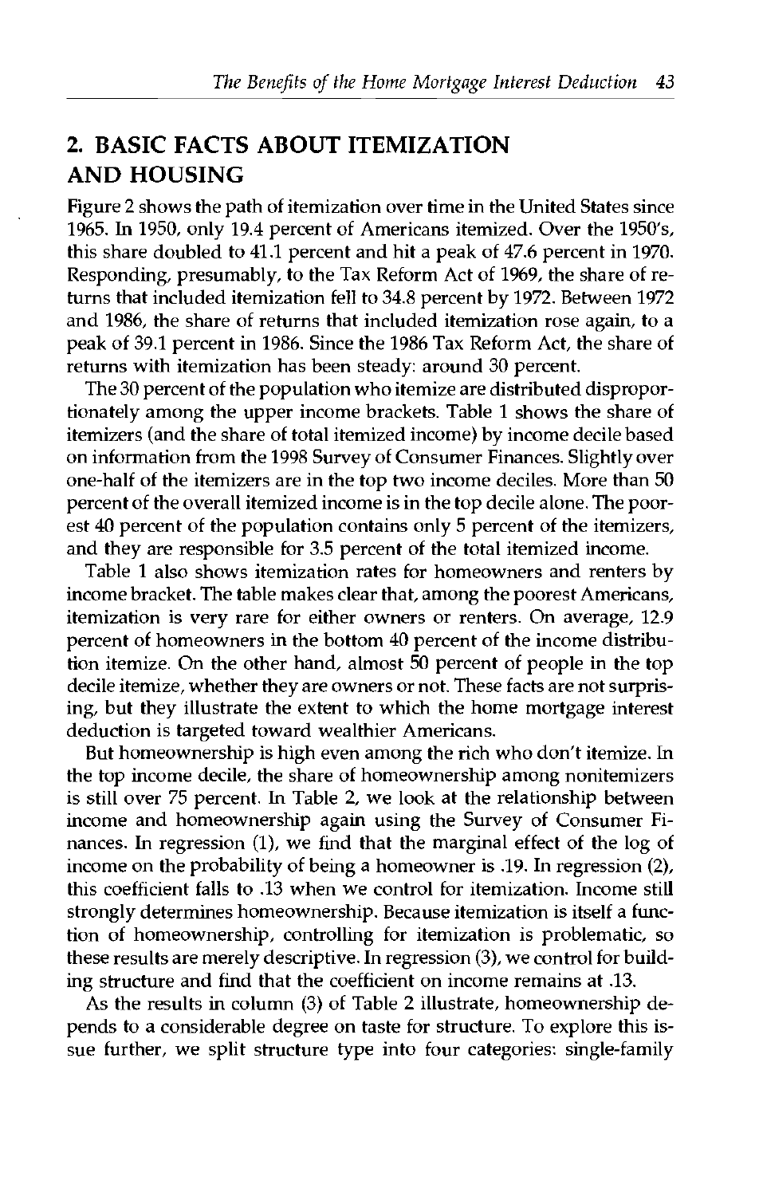## 2. BASIC FACTS ABOUT ITEMIZATION AND HOUSING

Figure 2 shows the path of itemization over time in the United States since 1965. In 1950, only 19.4 percent of Americans itemized. Over the 1950's, this share doubled to 41.1 percent and hit a peak of 47.6 percent in 1970. Responding, presumably, to the Tax Reform Act of 1969, the share of returns that included itemization fell to 34.8 percent by 1972. Between 1972 and 1986, the share of returns that included itemization rose again, to a peak of 39.1 percent in 1986. Since the 1986 Tax Reform Act, the share of returns with itemization has been steady: around 30 percent.

The 30 percent of the population who itemize are distributed disproportionately among the upper income brackets. Table 1 shows the share of itemizers (and the share of total itemized income) by income decile based on information from the 1998 Survey of Consumer Finances. Slightly over one-half of the itemizers are in the top two income deciles. More than 50 percent of the overall itemized income is in the top decile alone. The poorest 40 percent of the population contains only 5 percent of the itemizers, and they are responsible for 3.5 percent of the total itemized income.

Table 1 also shows itemization rates for homeowners and renters by income bracket. The table makes clear that, among the poorest Americans, itemization is very rare for either owners or renters. On average, 12.9 percent of homeowners in the bottom 40 percent of the income distribution itemize. On the other hand, almost 50 percent of people in the top decile itemize, whether they are owners or not. These facts are not surprising, but they illustrate the extent to which the home mortgage interest deduction is targeted toward wealthier Americans.

But homeownership is high even among the rich who don't itemize. In the top income decile, the share of homeownership among nonitemizers is still over 75 percent. In Table 2, we look at the relationship between income and homeownership again using the Survey of Consumer Finances. In regression (1), we find that the marginal effect of the log of income on the probability of being a homeowner is .19. In regression (2), this coefficient falls to .13 when we control for itemization. Income still strongly determines homeownership. Because itemization is itself a function of homeownership, controlling for itemization is problematic, so these results are merely descriptive. In regression (3), we control for building structure and find that the coefficient on income remains at .13.

As the results in column (3) of Table 2 illustrate, homeownership depends to a considerable degree on taste for structure. To explore this issue further, we split structure type into four categories: single-family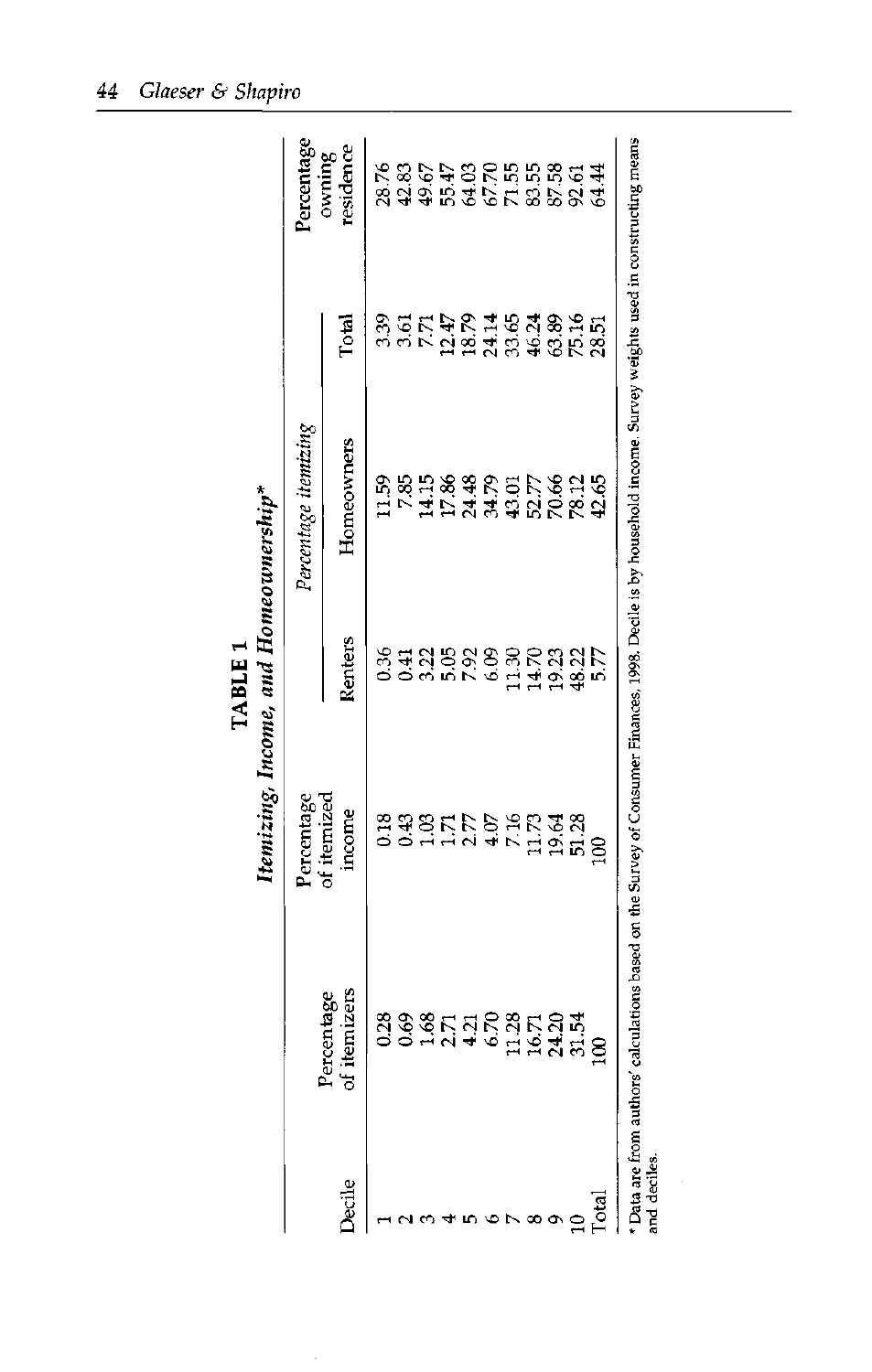**TABLE 1**
*Itemizing, Income, and Homeownership**

| Decile | Percentage of itemizers | Percentage of itemized income | *Percentage itemizing* | | | Percentage owning residence |
|---|---|---|---|---|---|---|
| | | | Renters | Homeowners | Total | |
| 1 | 0.28 | 0.18 | 0.36 | 11.59 | 3.39 | 28.76 |
| 2 | 0.69 | 0.43 | 0.41 | 7.85 | 3.61 | 42.83 |
| 3 | 1.68 | 1.03 | 3.22 | 14.15 | 7.71 | 49.67 |
| 4 | 2.71 | 1.71 | 5.05 | 17.86 | 12.47 | 55.47 |
| 5 | 4.21 | 2.77 | 7.92 | 24.48 | 18.79 | 64.03 |
| 6 | 6.70 | 4.07 | 6.09 | 34.79 | 24.14 | 67.70 |
| 7 | 11.28 | 7.16 | 11.30 | 43.01 | 33.65 | 71.55 |
| 8 | 16.71 | 11.73 | 14.70 | 52.77 | 46.24 | 83.55 |
| 9 | 24.20 | 19.64 | 19.23 | 70.66 | 63.89 | 87.58 |
| 10 | 31.54 | 51.28 | 48.22 | 78.12 | 75.16 | 92.61 |
| Total | 100 | 100 | 5.77 | 42.65 | 28.51 | 64.44 |

* Data are from authors' calculations based on the Survey of Consumer Finances, 1998. Decile is by household income. Survey weights used in constructing means and deciles.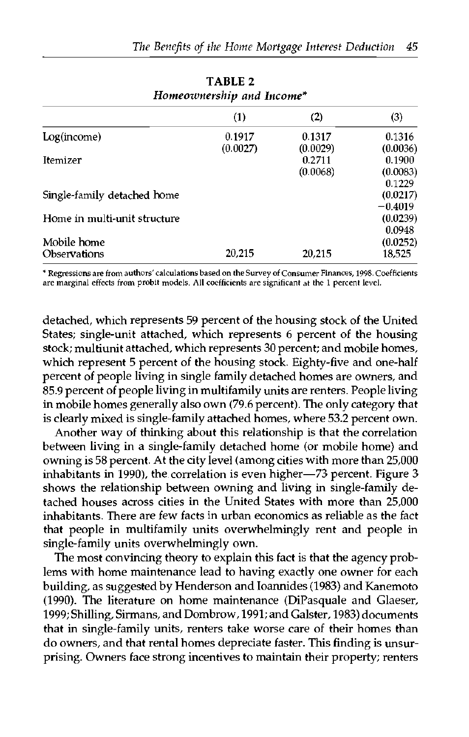**TABLE 2**
*Homeownership and Income**

| | (1) | (2) | (3) |
|---|---|---|---|
| Log(income) | 0.1917 | 0.1317 | 0.1316 |
| | (0.0027) | (0.0029) | (0.0036) |
| Itemizer | | 0.2711 | 0.1900 |
| | | (0.0068) | (0.0083) |
| Single-family detached home | | | 0.1229 |
| | | | (0.0217) |
| Home in multi-unit structure | | | −0.4019 |
| | | | (0.0239) |
| Mobile home | | | 0.0948 |
| | | | (0.0252) |
| Observations | 20,215 | 20,215 | 18,525 |

* Regressions are from authors' calculations based on the Survey of Consumer Finances, 1998. Coefficients are marginal effects from probit models. All coefficients are significant at the 1 percent level.

detached, which represents 59 percent of the housing stock of the United States; single-unit attached, which represents 6 percent of the housing stock; multiunit attached, which represents 30 percent; and mobile homes, which represent 5 percent of the housing stock. Eighty-five and one-half percent of people living in single family detached homes are owners, and 85.9 percent of people living in multifamily units are renters. People living in mobile homes generally also own (79.6 percent). The only category that is clearly mixed is single-family attached homes, where 53.2 percent own.

Another way of thinking about this relationship is that the correlation between living in a single-family detached home (or mobile home) and owning is 58 percent. At the city level (among cities with more than 25,000 inhabitants in 1990), the correlation is even higher—73 percent. Figure 3 shows the relationship between owning and living in single-family detached houses across cities in the United States with more than 25,000 inhabitants. There are few facts in urban economics as reliable as the fact that people in multifamily units overwhelmingly rent and people in single-family units overwhelmingly own.

The most convincing theory to explain this fact is that the agency problems with home maintenance lead to having exactly one owner for each building, as suggested by Henderson and Ioannides (1983) and Kanemoto (1990). The literature on home maintenance (DiPasquale and Glaeser, 1999; Shilling, Sirmans, and Dombrow, 1991; and Galster, 1983) documents that in single-family units, renters take worse care of their homes than do owners, and that rental homes depreciate faster. This finding is unsurprising. Owners face strong incentives to maintain their property; renters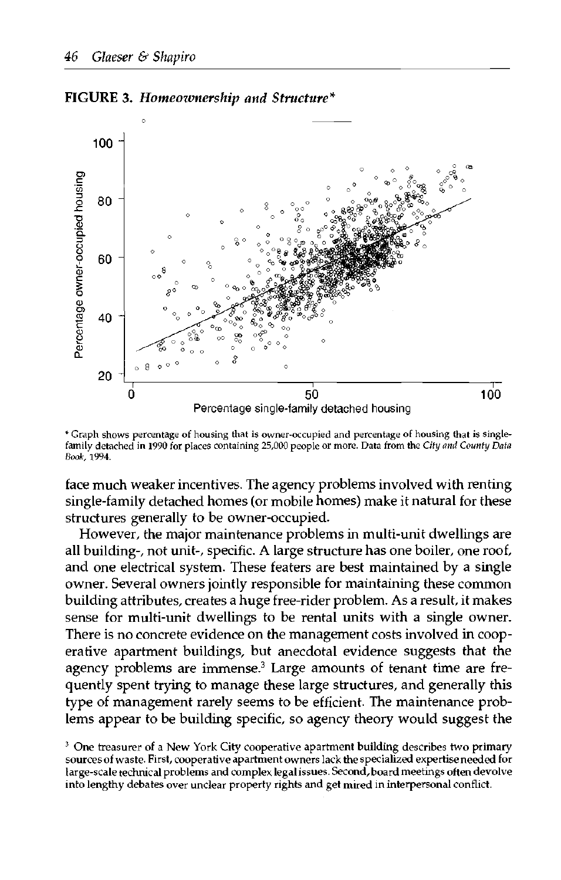**FIGURE 3.** *Homeownership and Structure**

\* Graph shows percentage of housing that is owner-occupied and percentage of housing that is single-family detached in 1990 for places containing 25,000 people or more. Data from the *City and County Data Book*, 1994.

face much weaker incentives. The agency problems involved with renting single-family detached homes (or mobile homes) make it natural for these structures generally to be owner-occupied.

However, the major maintenance problems in multi-unit dwellings are all building-, not unit-, specific. A large structure has one boiler, one roof, and one electrical system. These featers are best maintained by a single owner. Several owners jointly responsible for maintaining these common building attributes, creates a huge free-rider problem. As a result, it makes sense for multi-unit dwellings to be rental units with a single owner. There is no concrete evidence on the management costs involved in cooperative apartment buildings, but anecdotal evidence suggests that the agency problems are immense.[3] Large amounts of tenant time are frequently spent trying to manage these large structures, and generally this type of management rarely seems to be efficient. The maintenance problems appear to be building specific, so agency theory would suggest the

[3] One treasurer of a New York City cooperative apartment building describes two primary sources of waste. First, cooperative apartment owners lack the specialized expertise needed for large-scale technical problems and complex legal issues. Second, board meetings often devolve into lengthy debates over unclear property rights and get mired in interpersonal conflict.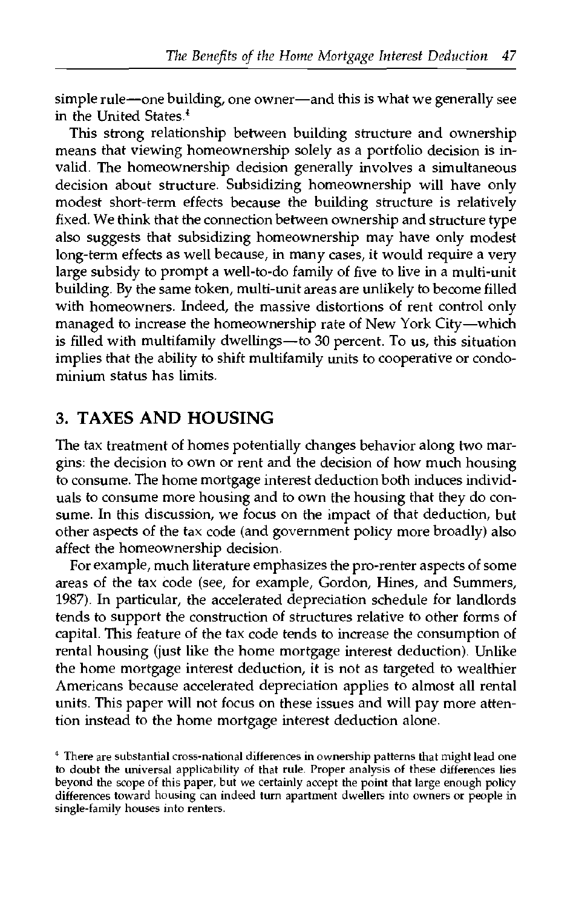simple rule—one building, one owner—and this is what we generally see in the United States.[4]

This strong relationship between building structure and ownership means that viewing homeownership solely as a portfolio decision is invalid. The homeownership decision generally involves a simultaneous decision about structure. Subsidizing homeownership will have only modest short-term effects because the building structure is relatively fixed. We think that the connection between ownership and structure type also suggests that subsidizing homeownership may have only modest long-term effects as well because, in many cases, it would require a very large subsidy to prompt a well-to-do family of five to live in a multi-unit building. By the same token, multi-unit areas are unlikely to become filled with homeowners. Indeed, the massive distortions of rent control only managed to increase the homeownership rate of New York City—which is filled with multifamily dwellings—to 30 percent. To us, this situation implies that the ability to shift multifamily units to cooperative or condominium status has limits.

## 3. TAXES AND HOUSING

The tax treatment of homes potentially changes behavior along two margins: the decision to own or rent and the decision of how much housing to consume. The home mortgage interest deduction both induces individuals to consume more housing and to own the housing that they do consume. In this discussion, we focus on the impact of that deduction, but other aspects of the tax code (and government policy more broadly) also affect the homeownership decision.

For example, much literature emphasizes the pro-renter aspects of some areas of the tax code (see, for example, Gordon, Hines, and Summers, 1987). In particular, the accelerated depreciation schedule for landlords tends to support the construction of structures relative to other forms of capital. This feature of the tax code tends to increase the consumption of rental housing (just like the home mortgage interest deduction). Unlike the home mortgage interest deduction, it is not as targeted to wealthier Americans because accelerated depreciation applies to almost all rental units. This paper will not focus on these issues and will pay more attention instead to the home mortgage interest deduction alone.

[4] There are substantial cross-national differences in ownership patterns that might lead one to doubt the universal applicability of that rule. Proper analysis of these differences lies beyond the scope of this paper, but we certainly accept the point that large enough policy differences toward housing can indeed turn apartment dwellers into owners or people in single-family houses into renters.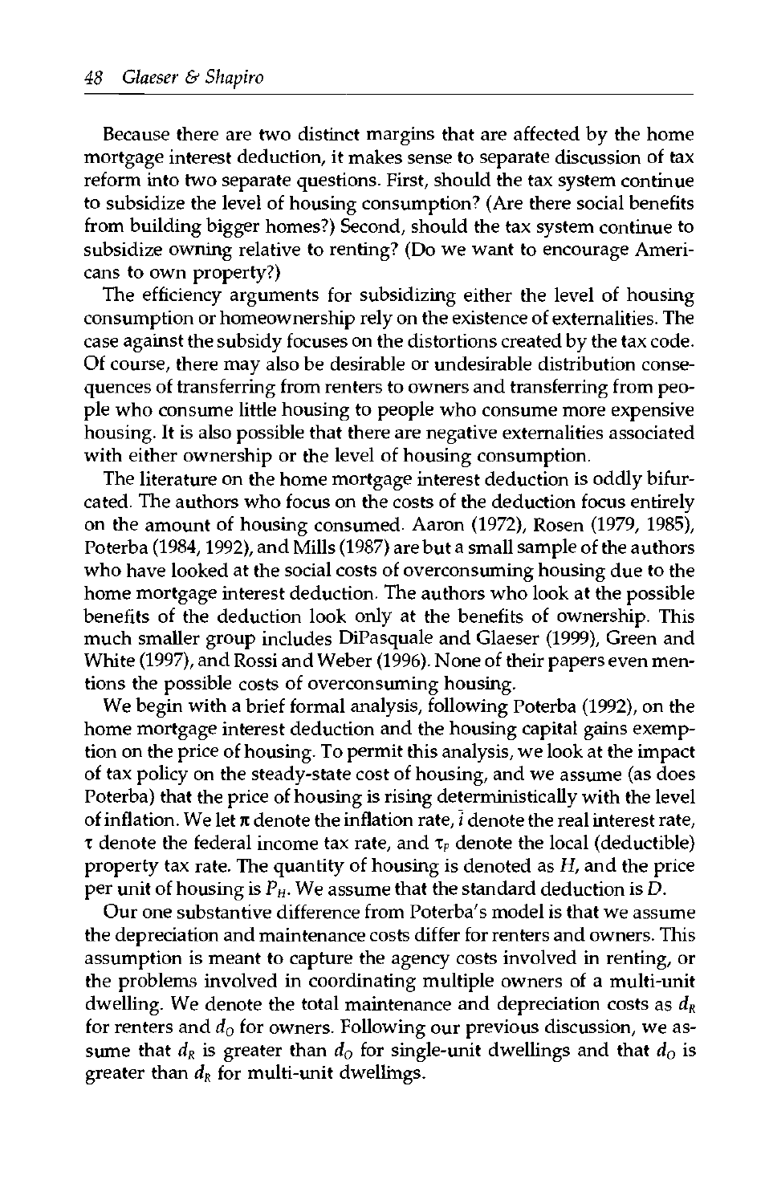Because there are two distinct margins that are affected by the home mortgage interest deduction, it makes sense to separate discussion of tax reform into two separate questions. First, should the tax system continue to subsidize the level of housing consumption? (Are there social benefits from building bigger homes?) Second, should the tax system continue to subsidize owning relative to renting? (Do we want to encourage Americans to own property?)

The efficiency arguments for subsidizing either the level of housing consumption or homeownership rely on the existence of externalities. The case against the subsidy focuses on the distortions created by the tax code. Of course, there may also be desirable or undesirable distribution consequences of transferring from renters to owners and transferring from people who consume little housing to people who consume more expensive housing. It is also possible that there are negative externalities associated with either ownership or the level of housing consumption.

The literature on the home mortgage interest deduction is oddly bifurcated. The authors who focus on the costs of the deduction focus entirely on the amount of housing consumed. Aaron (1972), Rosen (1979, 1985), Poterba (1984, 1992), and Mills (1987) are but a small sample of the authors who have looked at the social costs of overconsuming housing due to the home mortgage interest deduction. The authors who look at the possible benefits of the deduction look only at the benefits of ownership. This much smaller group includes DiPasquale and Glaeser (1999), Green and White (1997), and Rossi and Weber (1996). None of their papers even mentions the possible costs of overconsuming housing.

We begin with a brief formal analysis, following Poterba (1992), on the home mortgage interest deduction and the housing capital gains exemption on the price of housing. To permit this analysis, we look at the impact of tax policy on the steady-state cost of housing, and we assume (as does Poterba) that the price of housing is rising deterministically with the level of inflation. We let $\pi$ denote the inflation rate, $\bar{i}$ denote the real interest rate, $\tau$ denote the federal income tax rate, and $\tau_P$ denote the local (deductible) property tax rate. The quantity of housing is denoted as $H$, and the price per unit of housing is $P_H$. We assume that the standard deduction is $D$.

Our one substantive difference from Poterba's model is that we assume the depreciation and maintenance costs differ for renters and owners. This assumption is meant to capture the agency costs involved in renting, or the problems involved in coordinating multiple owners of a multi-unit dwelling. We denote the total maintenance and depreciation costs as $d_R$ for renters and $d_O$ for owners. Following our previous discussion, we assume that $d_R$ is greater than $d_O$ for single-unit dwellings and that $d_O$ is greater than $d_R$ for multi-unit dwellings.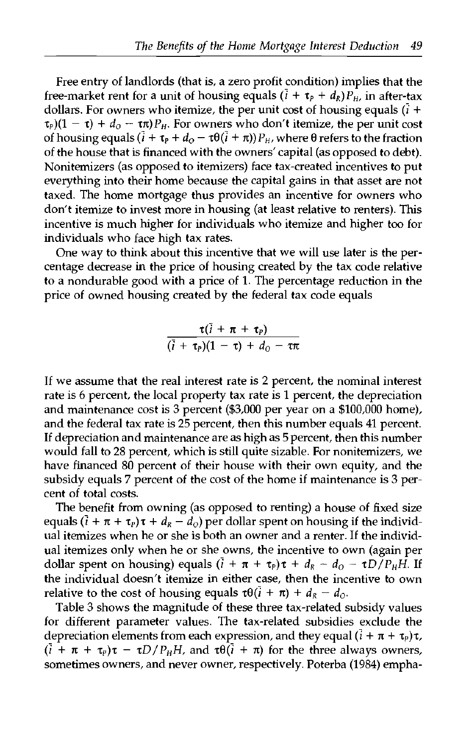Free entry of landlords (that is, a zero profit condition) implies that the free-market rent for a unit of housing equals $(\bar{i} + \tau_P + d_R)P_H$, in after-tax dollars. For owners who itemize, the per unit cost of housing equals $(\bar{i} + \tau_P)(1 - \tau) + d_O - \tau\pi)P_H$. For owners who don't itemize, the per unit cost of housing equals $(\bar{i} + \tau_P + d_O - \tau\theta(\bar{i} + \pi))P_H$, where $\theta$ refers to the fraction of the house that is financed with the owners' capital (as opposed to debt). Nonitemizers (as opposed to itemizers) face tax-created incentives to put everything into their home because the capital gains in that asset are not taxed. The home mortgage thus provides an incentive for owners who don't itemize to invest more in housing (at least relative to renters). This incentive is much higher for individuals who itemize and higher too for individuals who face high tax rates.

One way to think about this incentive that we will use later is the percentage decrease in the price of housing created by the tax code relative to a nondurable good with a price of 1. The percentage reduction in the price of owned housing created by the federal tax code equals

$$\frac{\tau(\bar{i} + \pi + \tau_P)}{(\bar{i} + \tau_P)(1 - \tau) + d_O - \tau\pi}$$

If we assume that the real interest rate is 2 percent, the nominal interest rate is 6 percent, the local property tax rate is 1 percent, the depreciation and maintenance cost is 3 percent ($3,000 per year on a $100,000 home), and the federal tax rate is 25 percent, then this number equals 41 percent. If depreciation and maintenance are as high as 5 percent, then this number would fall to 28 percent, which is still quite sizable. For nonitemizers, we have financed 80 percent of their house with their own equity, and the subsidy equals 7 percent of the cost of the home if maintenance is 3 percent of total costs.

The benefit from owning (as opposed to renting) a house of fixed size equals $(\bar{i} + \pi + \tau_P)\tau + d_R - d_O)$ per dollar spent on housing if the individual itemizes when he or she is both an owner and a renter. If the individual itemizes only when he or she owns, the incentive to own (again per dollar spent on housing) equals $(\bar{i} + \pi + \tau_P)\tau + d_R - d_O - \tau D/P_H H$. If the individual doesn't itemize in either case, then the incentive to own relative to the cost of housing equals $\tau\theta(\bar{i} + \pi) + d_R - d_O$.

Table 3 shows the magnitude of these three tax-related subsidy values for different parameter values. The tax-related subsidies exclude the depreciation elements from each expression, and they equal $(\bar{i} + \pi + \tau_P)\tau$, $(\bar{i} + \pi + \tau_P)\tau - \tau D/P_H H$, and $\tau\theta(\bar{i} + \pi)$ for the three always owners, sometimes owners, and never owner, respectively. Poterba (1984) empha-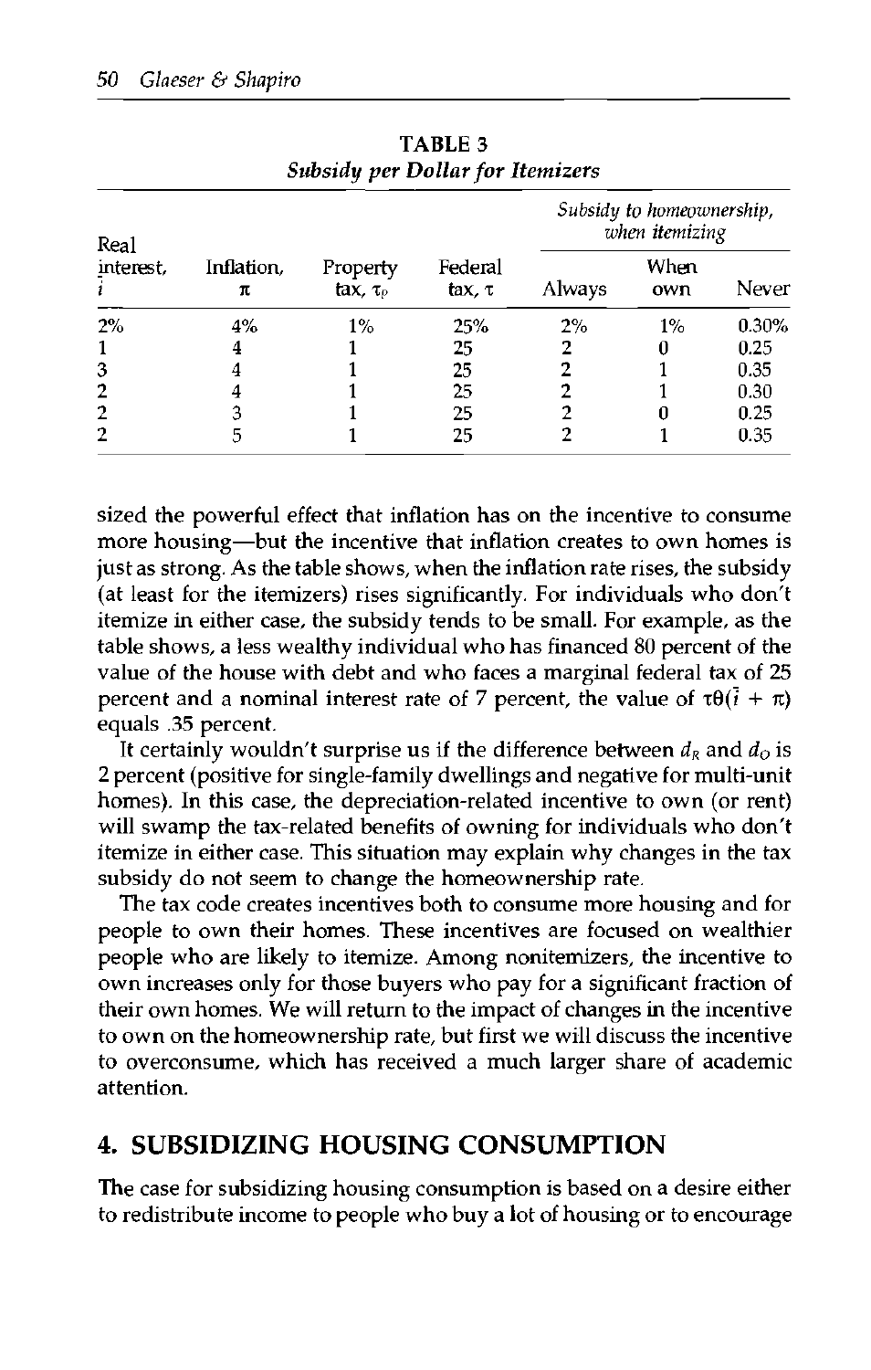**TABLE 3**
*Subsidy per Dollar for Itemizers*

| Real interest, $i$ | Inflation, $\pi$ | Property tax, $\tau_p$ | Federal tax, $\tau$ | Subsidy to homeownership, when itemizing | | |
|---|---|---|---|---|---|---|
| | | | | Always | When own | Never |
| 2% | 4% | 1% | 25% | 2% | 1% | 0.30% |
| 1 | 4 | 1 | 25 | 2 | 0 | 0.25 |
| 3 | 4 | 1 | 25 | 2 | 1 | 0.35 |
| 2 | 4 | 1 | 25 | 2 | 1 | 0.30 |
| 2 | 3 | 1 | 25 | 2 | 0 | 0.25 |
| 2 | 5 | 1 | 25 | 2 | 1 | 0.35 |

sized the powerful effect that inflation has on the incentive to consume more housing—but the incentive that inflation creates to own homes is just as strong. As the table shows, when the inflation rate rises, the subsidy (at least for the itemizers) rises significantly. For individuals who don't itemize in either case, the subsidy tends to be small. For example, as the table shows, a less wealthy individual who has financed 80 percent of the value of the house with debt and who faces a marginal federal tax of 25 percent and a nominal interest rate of 7 percent, the value of $\tau\theta(\bar{i} + \pi)$ equals .35 percent.

It certainly wouldn't surprise us if the difference between $d_R$ and $d_O$ is 2 percent (positive for single-family dwellings and negative for multi-unit homes). In this case, the depreciation-related incentive to own (or rent) will swamp the tax-related benefits of owning for individuals who don't itemize in either case. This situation may explain why changes in the tax subsidy do not seem to change the homeownership rate.

The tax code creates incentives both to consume more housing and for people to own their homes. These incentives are focused on wealthier people who are likely to itemize. Among nonitemizers, the incentive to own increases only for those buyers who pay for a significant fraction of their own homes. We will return to the impact of changes in the incentive to own on the homeownership rate, but first we will discuss the incentive to overconsume, which has received a much larger share of academic attention.

## 4. SUBSIDIZING HOUSING CONSUMPTION

The case for subsidizing housing consumption is based on a desire either to redistribute income to people who buy a lot of housing or to encourage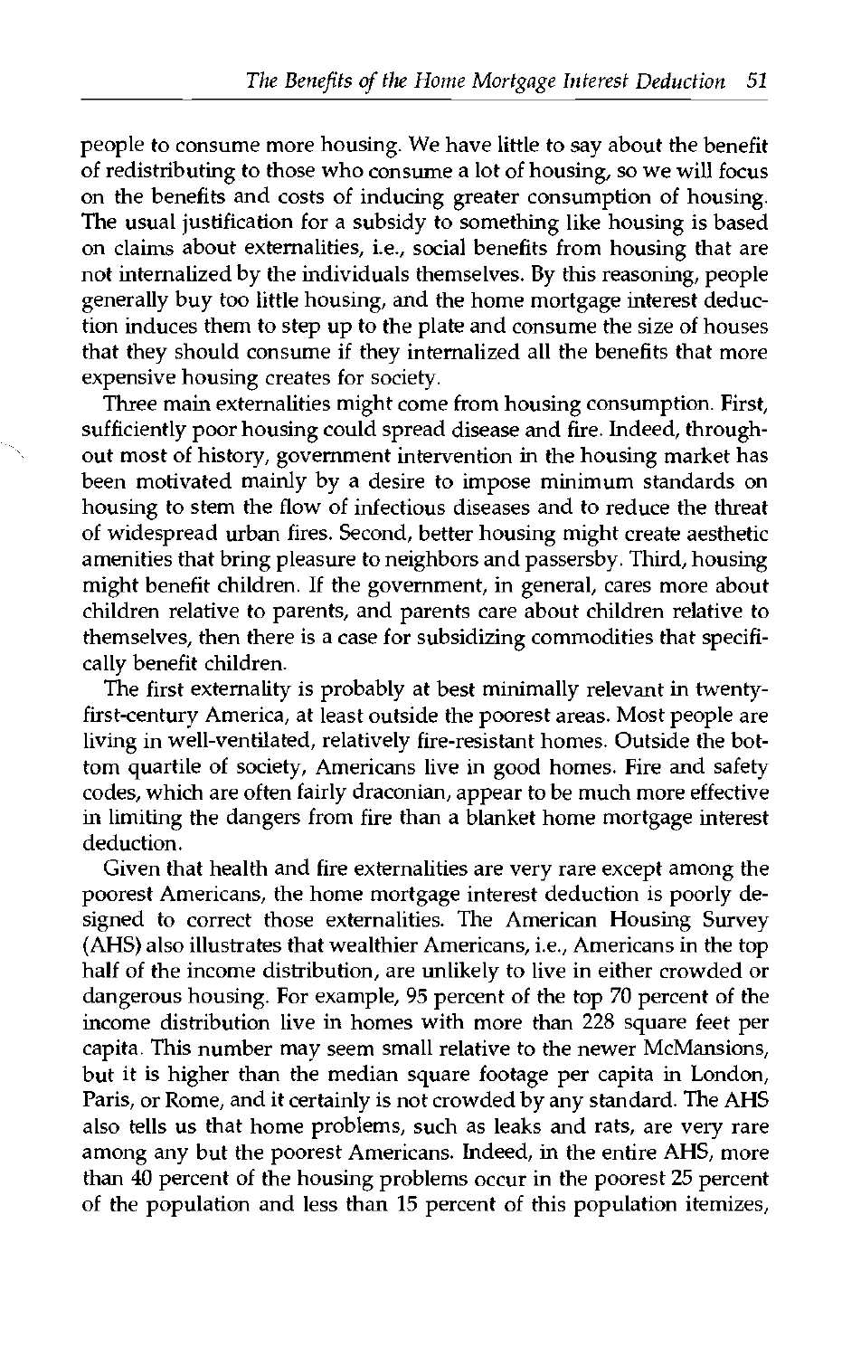people to consume more housing. We have little to say about the benefit of redistributing to those who consume a lot of housing, so we will focus on the benefits and costs of inducing greater consumption of housing. The usual justification for a subsidy to something like housing is based on claims about externalities, i.e., social benefits from housing that are not internalized by the individuals themselves. By this reasoning, people generally buy too little housing, and the home mortgage interest deduction induces them to step up to the plate and consume the size of houses that they should consume if they internalized all the benefits that more expensive housing creates for society.

Three main externalities might come from housing consumption. First, sufficiently poor housing could spread disease and fire. Indeed, throughout most of history, government intervention in the housing market has been motivated mainly by a desire to impose minimum standards on housing to stem the flow of infectious diseases and to reduce the threat of widespread urban fires. Second, better housing might create aesthetic amenities that bring pleasure to neighbors and passersby. Third, housing might benefit children. If the government, in general, cares more about children relative to parents, and parents care about children relative to themselves, then there is a case for subsidizing commodities that specifically benefit children.

The first externality is probably at best minimally relevant in twenty-first-century America, at least outside the poorest areas. Most people are living in well-ventilated, relatively fire-resistant homes. Outside the bottom quartile of society, Americans live in good homes. Fire and safety codes, which are often fairly draconian, appear to be much more effective in limiting the dangers from fire than a blanket home mortgage interest deduction.

Given that health and fire externalities are very rare except among the poorest Americans, the home mortgage interest deduction is poorly designed to correct those externalities. The American Housing Survey (AHS) also illustrates that wealthier Americans, i.e., Americans in the top half of the income distribution, are unlikely to live in either crowded or dangerous housing. For example, 95 percent of the top 70 percent of the income distribution live in homes with more than 228 square feet per capita. This number may seem small relative to the newer McMansions, but it is higher than the median square footage per capita in London, Paris, or Rome, and it certainly is not crowded by any standard. The AHS also tells us that home problems, such as leaks and rats, are very rare among any but the poorest Americans. Indeed, in the entire AHS, more than 40 percent of the housing problems occur in the poorest 25 percent of the population and less than 15 percent of this population itemizes,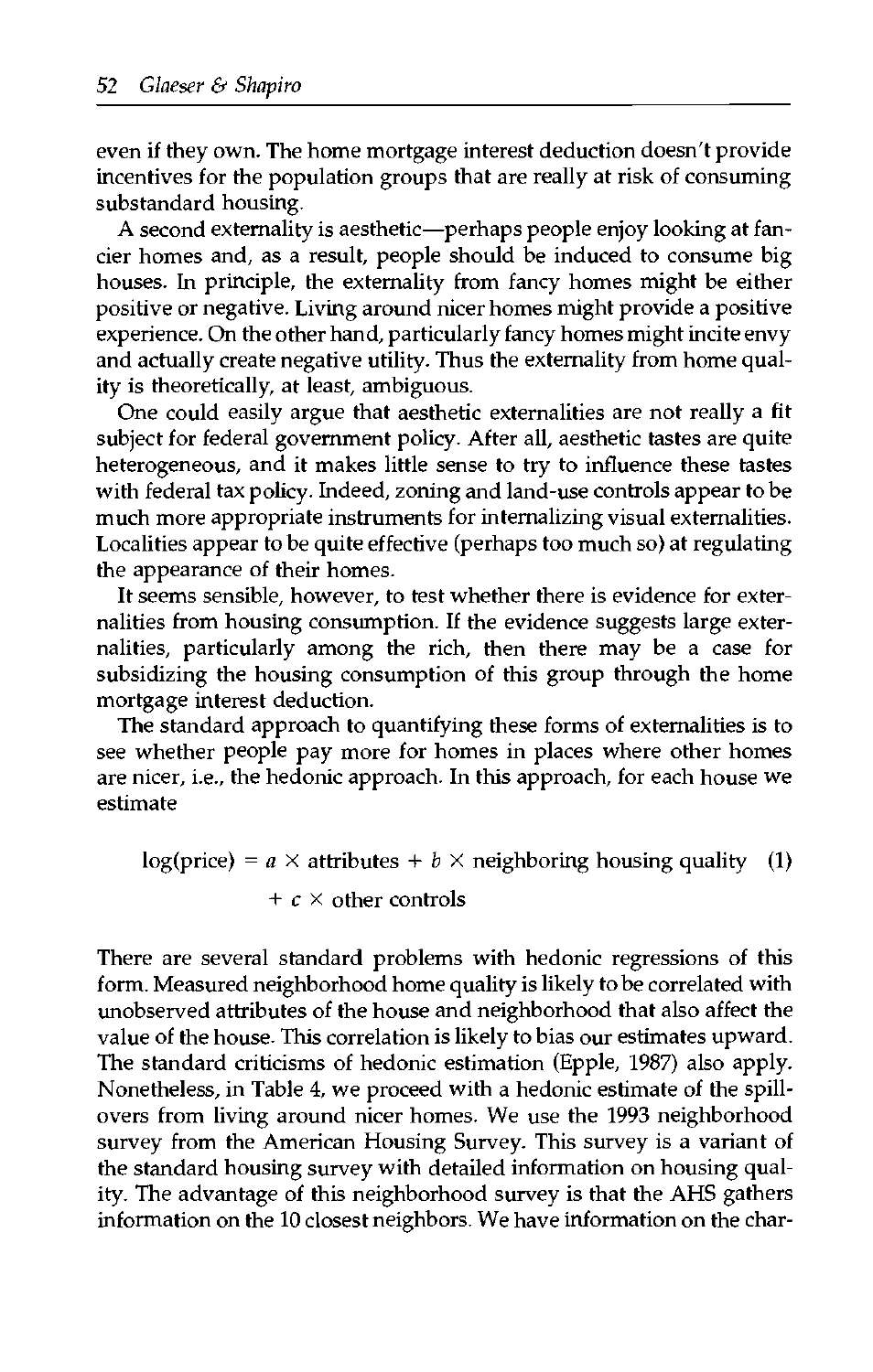even if they own. The home mortgage interest deduction doesn't provide incentives for the population groups that are really at risk of consuming substandard housing.

A second externality is aesthetic—perhaps people enjoy looking at fancier homes and, as a result, people should be induced to consume big houses. In principle, the externality from fancy homes might be either positive or negative. Living around nicer homes might provide a positive experience. On the other hand, particularly fancy homes might incite envy and actually create negative utility. Thus the externality from home quality is theoretically, at least, ambiguous.

One could easily argue that aesthetic externalities are not really a fit subject for federal government policy. After all, aesthetic tastes are quite heterogeneous, and it makes little sense to try to influence these tastes with federal tax policy. Indeed, zoning and land-use controls appear to be much more appropriate instruments for internalizing visual externalities. Localities appear to be quite effective (perhaps too much so) at regulating the appearance of their homes.

It seems sensible, however, to test whether there is evidence for externalities from housing consumption. If the evidence suggests large externalities, particularly among the rich, then there may be a case for subsidizing the housing consumption of this group through the home mortgage interest deduction.

The standard approach to quantifying these forms of externalities is to see whether people pay more for homes in places where other homes are nicer, i.e., the hedonic approach. In this approach, for each house we estimate

$$\log(\text{price}) = a \times \text{attributes} + b \times \text{neighboring housing quality} + c \times \text{other controls} \quad (1)$$

There are several standard problems with hedonic regressions of this form. Measured neighborhood home quality is likely to be correlated with unobserved attributes of the house and neighborhood that also affect the value of the house. This correlation is likely to bias our estimates upward. The standard criticisms of hedonic estimation (Epple, 1987) also apply. Nonetheless, in Table 4, we proceed with a hedonic estimate of the spillovers from living around nicer homes. We use the 1993 neighborhood survey from the American Housing Survey. This survey is a variant of the standard housing survey with detailed information on housing quality. The advantage of this neighborhood survey is that the AHS gathers information on the 10 closest neighbors. We have information on the char-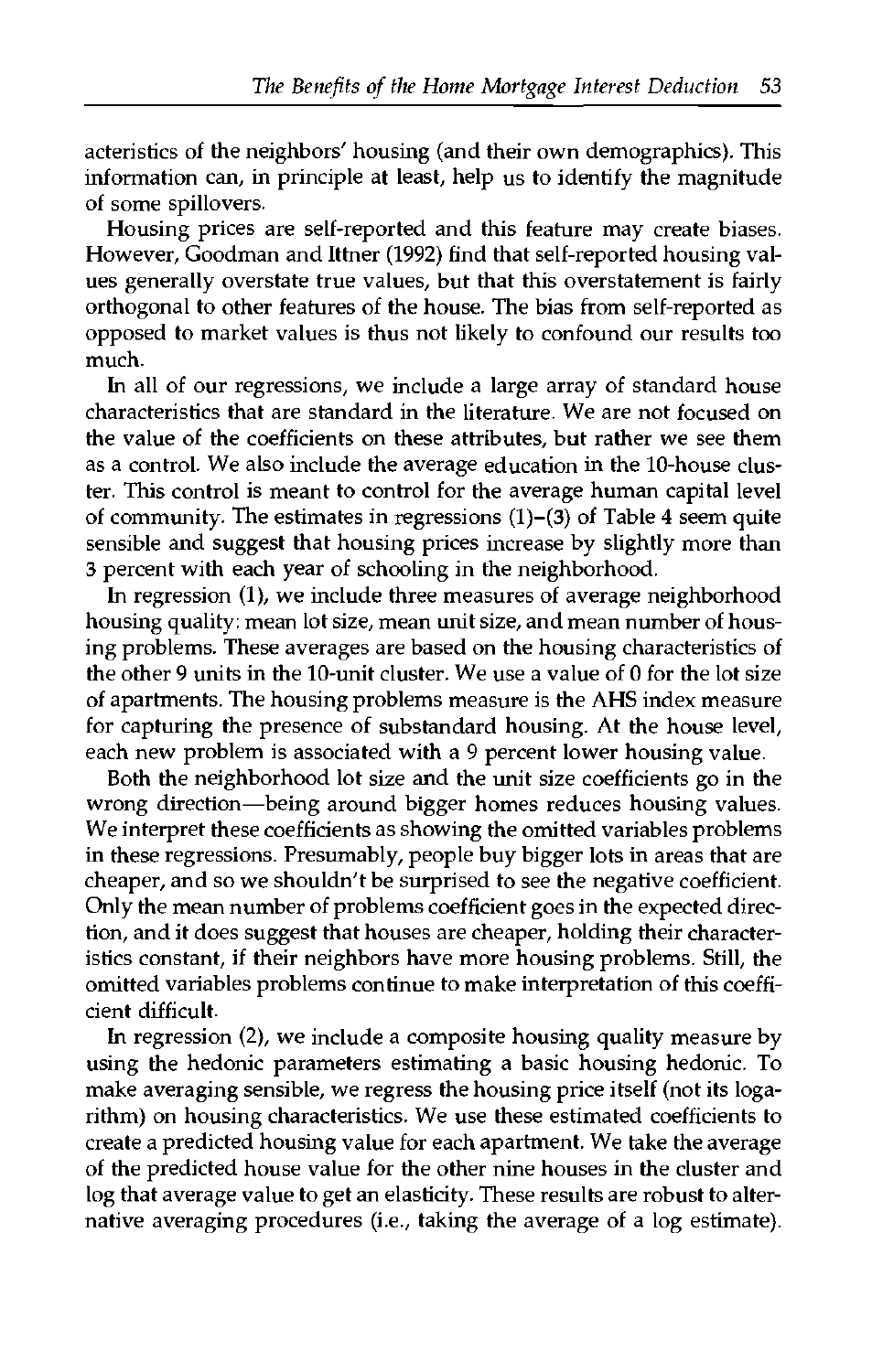acteristics of the neighbors' housing (and their own demographics). This information can, in principle at least, help us to identify the magnitude of some spillovers.

Housing prices are self-reported and this feature may create biases. However, Goodman and Ittner (1992) find that self-reported housing values generally overstate true values, but that this overstatement is fairly orthogonal to other features of the house. The bias from self-reported as opposed to market values is thus not likely to confound our results too much.

In all of our regressions, we include a large array of standard house characteristics that are standard in the literature. We are not focused on the value of the coefficients on these attributes, but rather we see them as a control. We also include the average education in the 10-house cluster. This control is meant to control for the average human capital level of community. The estimates in regressions (1)–(3) of Table 4 seem quite sensible and suggest that housing prices increase by slightly more than 3 percent with each year of schooling in the neighborhood.

In regression (1), we include three measures of average neighborhood housing quality: mean lot size, mean unit size, and mean number of housing problems. These averages are based on the housing characteristics of the other 9 units in the 10-unit cluster. We use a value of 0 for the lot size of apartments. The housing problems measure is the AHS index measure for capturing the presence of substandard housing. At the house level, each new problem is associated with a 9 percent lower housing value.

Both the neighborhood lot size and the unit size coefficients go in the wrong direction—being around bigger homes reduces housing values. We interpret these coefficients as showing the omitted variables problems in these regressions. Presumably, people buy bigger lots in areas that are cheaper, and so we shouldn't be surprised to see the negative coefficient. Only the mean number of problems coefficient goes in the expected direction, and it does suggest that houses are cheaper, holding their characteristics constant, if their neighbors have more housing problems. Still, the omitted variables problems continue to make interpretation of this coefficient difficult.

In regression (2), we include a composite housing quality measure by using the hedonic parameters estimating a basic housing hedonic. To make averaging sensible, we regress the housing price itself (not its logarithm) on housing characteristics. We use these estimated coefficients to create a predicted housing value for each apartment. We take the average of the predicted house value for the other nine houses in the cluster and log that average value to get an elasticity. These results are robust to alternative averaging procedures (i.e., taking the average of a log estimate).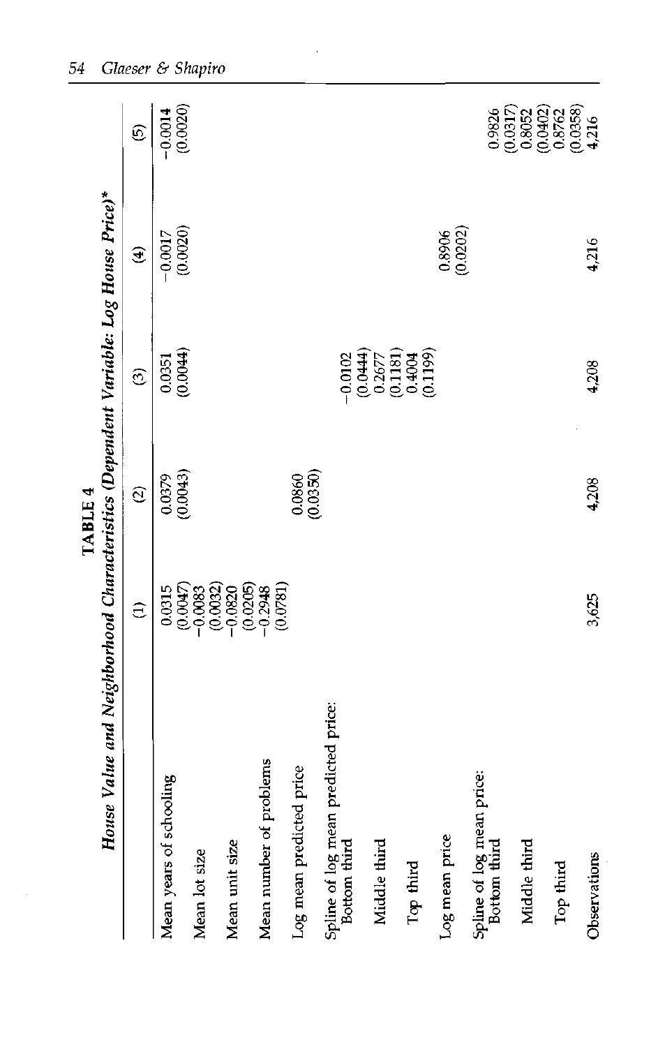**TABLE 4**

***House Value and Neighborhood Characteristics (Dependent Variable: Log House Price)****

| | (1) | (2) | (3) | (4) | (5) |
|---|---|---|---|---|---|
| Mean years of schooling | 0.0315 | 0.0379 | 0.0351 | −0.0017 | −0.0014 |
| | (0.0047) | (0.0043) | (0.0044) | (0.0020) | (0.0020) |
| Mean lot size | −0.0083 | | | | |
| | (0.0032) | | | | |
| Mean unit size | −0.0820 | | | | |
| | (0.0205) | | | | |
| Mean number of problems | −0.2948 | | | | |
| | (0.0781) | | | | |
| Log mean predicted price | | 0.0860 | | | |
| | | (0.0350) | | | |
| Spline of log mean predicted price: | | | | | |
| Bottom third | | | −0.0102 | | |
| | | | (0.0444) | | |
| Middle third | | | 0.2677 | | |
| | | | (0.1181) | | |
| Top third | | | 0.4004 | | |
| | | | (0.1199) | | |
| Log mean price | | | | 0.8906 | |
| | | | | (0.0202) | |
| Spline of log mean price: | | | | | |
| Bottom third | | | | | 0.9826 |
| | | | | | (0.0317) |
| Middle third | | | | | 0.8052 |
| | | | | | (0.0402) |
| Top third | | | | | 0.8762 |
| | | | | | (0.0358) |
| Observations | 3,625 | 4,208 | 4,208 | 4,216 | 4,216 |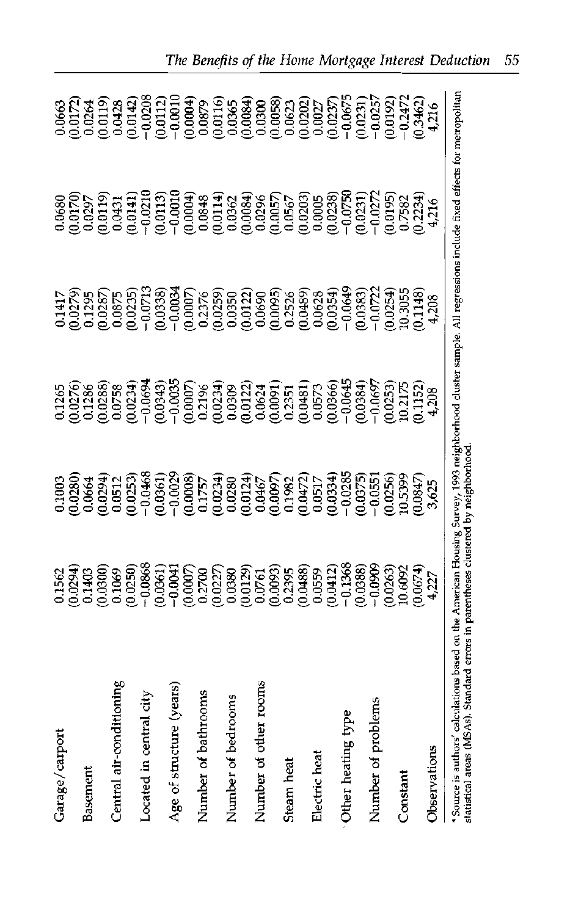| | | | | | | |
|---|---|---|---|---|---|---|
| Garage/carport | 0.1562 | 0.1003 | 0.1265 | 0.1417 | 0.0680 | 0.0663 |
| | (0.0294) | (0.0280) | (0.0276) | (0.0279) | (0.0170) | (0.0172) |
| Basement | 0.1403 | 0.0664 | 0.1286 | 0.1295 | 0.0297 | 0.0264 |
| | (0.0300) | (0.0294) | (0.0288) | (0.0287) | (0.0119) | (0.0119) |
| Central air-conditioning | 0.1069 | 0.0512 | 0.0758 | 0.0875 | 0.0431 | 0.0428 |
| | (0.0250) | (0.0253) | (0.0234) | (0.0235) | (0.0141) | (0.0142) |
| Located in central city | −0.0868 | −0.0468 | −0.0694 | −0.0713 | −0.0210 | −0.0208 |
| | (0.0361) | (0.0361) | (0.0343) | (0.0338) | (0.0113) | (0.0112) |
| Age of structure (years) | −0.0041 | −0.0029 | −0.0035 | −0.0034 | −0.0010 | −0.0010 |
| | (0.0007) | (0.0008) | (0.0007) | (0.0007) | (0.0004) | (0.0004) |
| Number of bathrooms | 0.2700 | 0.1757 | 0.2196 | 0.2376 | 0.0848 | 0.0879 |
| | (0.0227) | (0.0234) | (0.0234) | (0.0259) | (0.0114) | (0.0116) |
| Number of bedrooms | 0.0380 | 0.0280 | 0.0309 | 0.0350 | 0.0362 | 0.0365 |
| | (0.0129) | (0.0124) | (0.0122) | (0.0122) | (0.0084) | (0.0084) |
| Number of other rooms | 0.0761 | 0.0467 | 0.0624 | 0.0690 | 0.0296 | 0.0300 |
| | (0.0093) | (0.0097) | (0.0091) | (0.0095) | (0.0057) | (0.0058) |
| Steam heat | 0.2395 | 0.1982 | 0.2351 | 0.2526 | 0.0567 | 0.0623 |
| | (0.0488) | (0.0472) | (0.0481) | (0.0489) | (0.0203) | (0.0202) |
| Electric heat | 0.0559 | 0.0517 | 0.0573 | 0.0628 | 0.0005 | 0.0027 |
| | (0.0412) | (0.0334) | (0.0366) | (0.0354) | (0.0238) | (0.0237) |
| Other heating type | −0.1368 | −0.0285 | −0.0645 | −0.0649 | −0.0750 | −0.0675 |
| | (0.0388) | (0.0375) | (0.0384) | (0.0383) | (0.0231) | (0.0231) |
| Number of problems | −0.0909 | −0.0551 | −0.0697 | −0.0722 | −0.0272 | −0.0257 |
| | (0.0263) | (0.0256) | (0.0253) | (0.0254) | (0.0195) | (0.0192) |
| Constant | 10.6092 | 10.5399 | 10.2175 | 10.3055 | 0.7582 | −0.2472 |
| | (0.0674) | (0.0847) | (0.1152) | (0.1148) | (0.2234) | (0.3462) |
| Observations | 4,227 | 3,625 | 4,208 | 4,208 | 4,216 | 4,216 |

[a] Source is authors' calculations based on the American Housing Survey, 1993 neighborhood cluster sample. All regressions include fixed effects for metropolitan statistical areas (MSAs). Standard errors in parentheses clustered by neighborhood.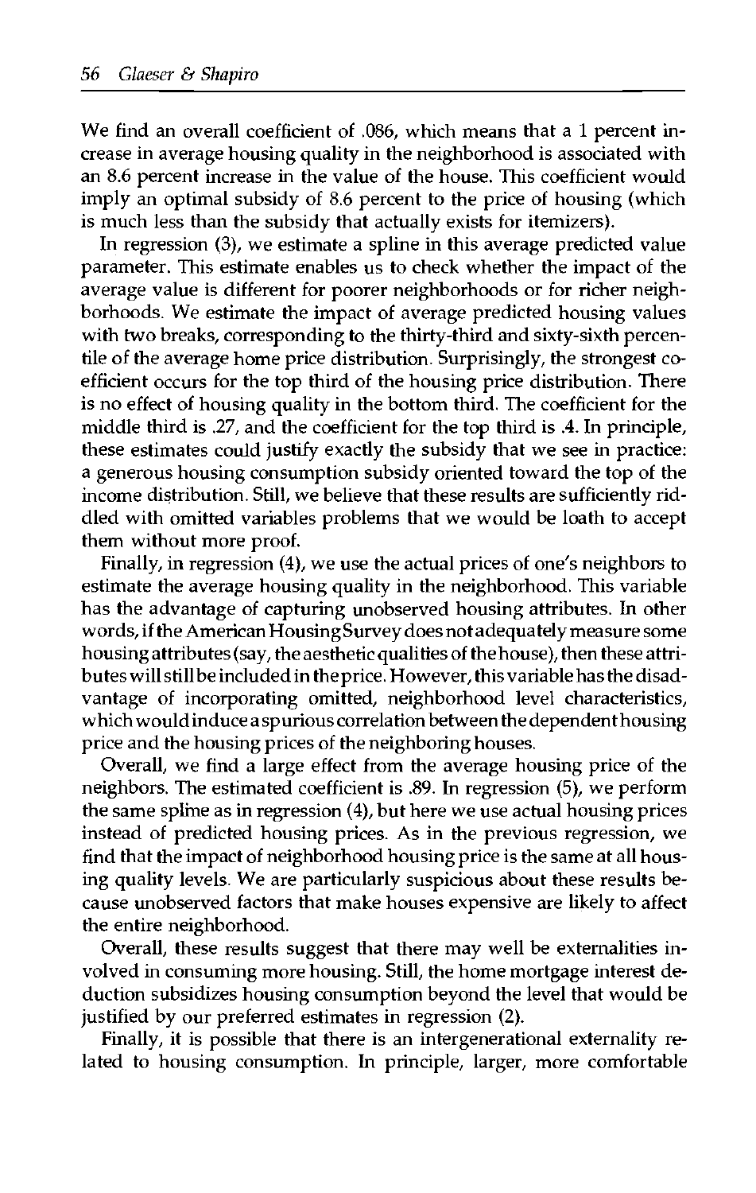We find an overall coefficient of .086, which means that a 1 percent increase in average housing quality in the neighborhood is associated with an 8.6 percent increase in the value of the house. This coefficient would imply an optimal subsidy of 8.6 percent to the price of housing (which is much less than the subsidy that actually exists for itemizers).

In regression (3), we estimate a spline in this average predicted value parameter. This estimate enables us to check whether the impact of the average value is different for poorer neighborhoods or for richer neighborhoods. We estimate the impact of average predicted housing values with two breaks, corresponding to the thirty-third and sixty-sixth percentile of the average home price distribution. Surprisingly, the strongest coefficient occurs for the top third of the housing price distribution. There is no effect of housing quality in the bottom third. The coefficient for the middle third is .27, and the coefficient for the top third is .4. In principle, these estimates could justify exactly the subsidy that we see in practice: a generous housing consumption subsidy oriented toward the top of the income distribution. Still, we believe that these results are sufficiently riddled with omitted variables problems that we would be loath to accept them without more proof.

Finally, in regression (4), we use the actual prices of one's neighbors to estimate the average housing quality in the neighborhood. This variable has the advantage of capturing unobserved housing attributes. In other words, if the American Housing Survey does not adequately measure some housing attributes (say, the aesthetic qualities of the house), then these attributes will still be included in the price. However, this variable has the disadvantage of incorporating omitted, neighborhood level characteristics, which would induce a spurious correlation between the dependent housing price and the housing prices of the neighboring houses.

Overall, we find a large effect from the average housing price of the neighbors. The estimated coefficient is .89. In regression (5), we perform the same spline as in regression (4), but here we use actual housing prices instead of predicted housing prices. As in the previous regression, we find that the impact of neighborhood housing price is the same at all housing quality levels. We are particularly suspicious about these results because unobserved factors that make houses expensive are likely to affect the entire neighborhood.

Overall, these results suggest that there may well be externalities involved in consuming more housing. Still, the home mortgage interest deduction subsidizes housing consumption beyond the level that would be justified by our preferred estimates in regression (2).

Finally, it is possible that there is an intergenerational externality related to housing consumption. In principle, larger, more comfortable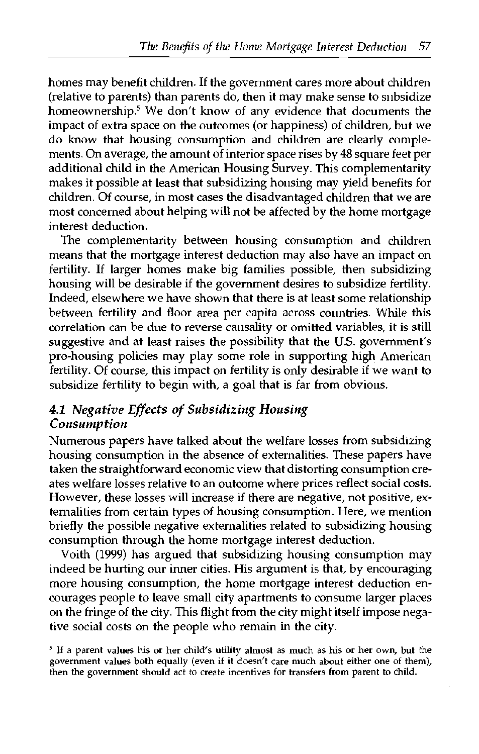homes may benefit children. If the government cares more about children (relative to parents) than parents do, then it may make sense to subsidize homeownership.[5] We don't know of any evidence that documents the impact of extra space on the outcomes (or happiness) of children, but we do know that housing consumption and children are clearly complements. On average, the amount of interior space rises by 48 square feet per additional child in the American Housing Survey. This complementarity makes it possible at least that subsidizing housing may yield benefits for children. Of course, in most cases the disadvantaged children that we are most concerned about helping will not be affected by the home mortgage interest deduction.

The complementarity between housing consumption and children means that the mortgage interest deduction may also have an impact on fertility. If larger homes make big families possible, then subsidizing housing will be desirable if the government desires to subsidize fertility. Indeed, elsewhere we have shown that there is at least some relationship between fertility and floor area per capita across countries. While this correlation can be due to reverse causality or omitted variables, it is still suggestive and at least raises the possibility that the U.S. government's pro-housing policies may play some role in supporting high American fertility. Of course, this impact on fertility is only desirable if we want to subsidize fertility to begin with, a goal that is far from obvious.

### *4.1 Negative Effects of Subsidizing Housing Consumption*

Numerous papers have talked about the welfare losses from subsidizing housing consumption in the absence of externalities. These papers have taken the straightforward economic view that distorting consumption creates welfare losses relative to an outcome where prices reflect social costs. However, these losses will increase if there are negative, not positive, externalities from certain types of housing consumption. Here, we mention briefly the possible negative externalities related to subsidizing housing consumption through the home mortgage interest deduction.

Voith (1999) has argued that subsidizing housing consumption may indeed be hurting our inner cities. His argument is that, by encouraging more housing consumption, the home mortgage interest deduction encourages people to leave small city apartments to consume larger places on the fringe of the city. This flight from the city might itself impose negative social costs on the people who remain in the city.

[5] If a parent values his or her child's utility almost as much as his or her own, but the government values both equally (even if it doesn't care much about either one of them), then the government should act to create incentives for transfers from parent to child.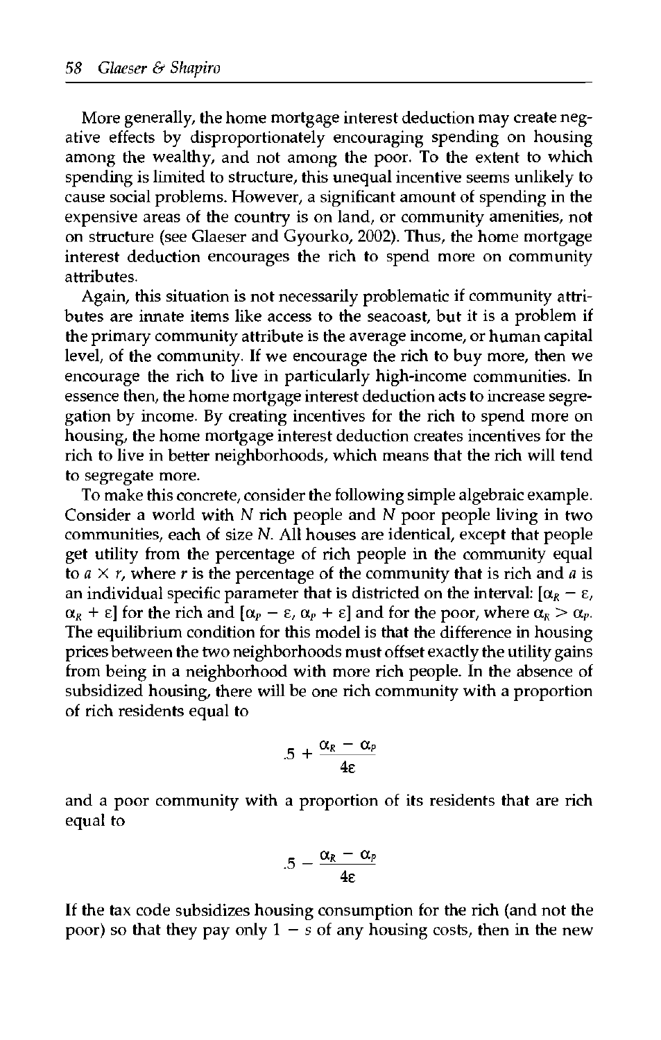More generally, the home mortgage interest deduction may create negative effects by disproportionately encouraging spending on housing among the wealthy, and not among the poor. To the extent to which spending is limited to structure, this unequal incentive seems unlikely to cause social problems. However, a significant amount of spending in the expensive areas of the country is on land, or community amenities, not on structure (see Glaeser and Gyourko, 2002). Thus, the home mortgage interest deduction encourages the rich to spend more on community attributes.

Again, this situation is not necessarily problematic if community attributes are innate items like access to the seacoast, but it is a problem if the primary community attribute is the average income, or human capital level, of the community. If we encourage the rich to buy more, then we encourage the rich to live in particularly high-income communities. In essence then, the home mortgage interest deduction acts to increase segregation by income. By creating incentives for the rich to spend more on housing, the home mortgage interest deduction creates incentives for the rich to live in better neighborhoods, which means that the rich will tend to segregate more.

To make this concrete, consider the following simple algebraic example. Consider a world with $N$ rich people and $N$ poor people living in two communities, each of size $N$. All houses are identical, except that people get utility from the percentage of rich people in the community equal to $a \times r$, where $r$ is the percentage of the community that is rich and $a$ is an individual specific parameter that is districted on the interval: $[\alpha_R - \varepsilon, \alpha_R + \varepsilon]$ for the rich and $[\alpha_P - \varepsilon, \alpha_P + \varepsilon]$ and for the poor, where $\alpha_R > \alpha_P$. The equilibrium condition for this model is that the difference in housing prices between the two neighborhoods must offset exactly the utility gains from being in a neighborhood with more rich people. In the absence of subsidized housing, there will be one rich community with a proportion of rich residents equal to

$$.5 + \frac{\alpha_R - \alpha_P}{4\varepsilon}$$

and a poor community with a proportion of its residents that are rich equal to

$$.5 - \frac{\alpha_R - \alpha_P}{4\varepsilon}$$

If the tax code subsidizes housing consumption for the rich (and not the poor) so that they pay only $1 - s$ of any housing costs, then in the new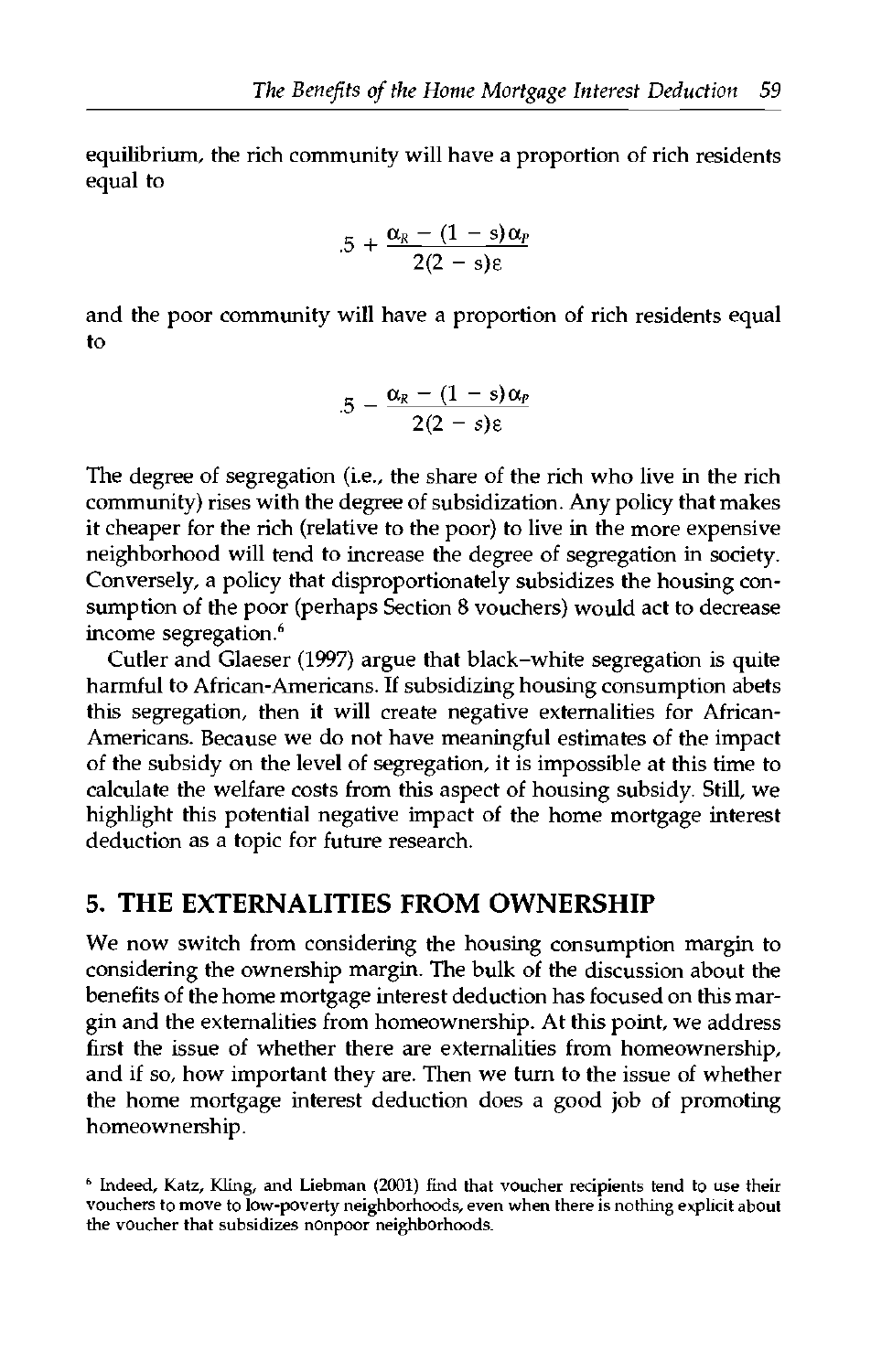equilibrium, the rich community will have a proportion of rich residents equal to

$$.5 + \frac{\alpha_R - (1 - s)\alpha_P}{2(2 - s)\varepsilon}$$

and the poor community will have a proportion of rich residents equal to

$$.5 - \frac{\alpha_R - (1 - s)\alpha_P}{2(2 - s)\varepsilon}$$

The degree of segregation (i.e., the share of the rich who live in the rich community) rises with the degree of subsidization. Any policy that makes it cheaper for the rich (relative to the poor) to live in the more expensive neighborhood will tend to increase the degree of segregation in society. Conversely, a policy that disproportionately subsidizes the housing consumption of the poor (perhaps Section 8 vouchers) would act to decrease income segregation.[6]

Cutler and Glaeser (1997) argue that black–white segregation is quite harmful to African-Americans. If subsidizing housing consumption abets this segregation, then it will create negative externalities for African-Americans. Because we do not have meaningful estimates of the impact of the subsidy on the level of segregation, it is impossible at this time to calculate the welfare costs from this aspect of housing subsidy. Still, we highlight this potential negative impact of the home mortgage interest deduction as a topic for future research.

## 5. THE EXTERNALITIES FROM OWNERSHIP

We now switch from considering the housing consumption margin to considering the ownership margin. The bulk of the discussion about the benefits of the home mortgage interest deduction has focused on this margin and the externalities from homeownership. At this point, we address first the issue of whether there are externalities from homeownership, and if so, how important they are. Then we turn to the issue of whether the home mortgage interest deduction does a good job of promoting homeownership.

[6] Indeed, Katz, Kling, and Liebman (2001) find that voucher recipients tend to use their vouchers to move to low-poverty neighborhoods, even when there is nothing explicit about the voucher that subsidizes nonpoor neighborhoods.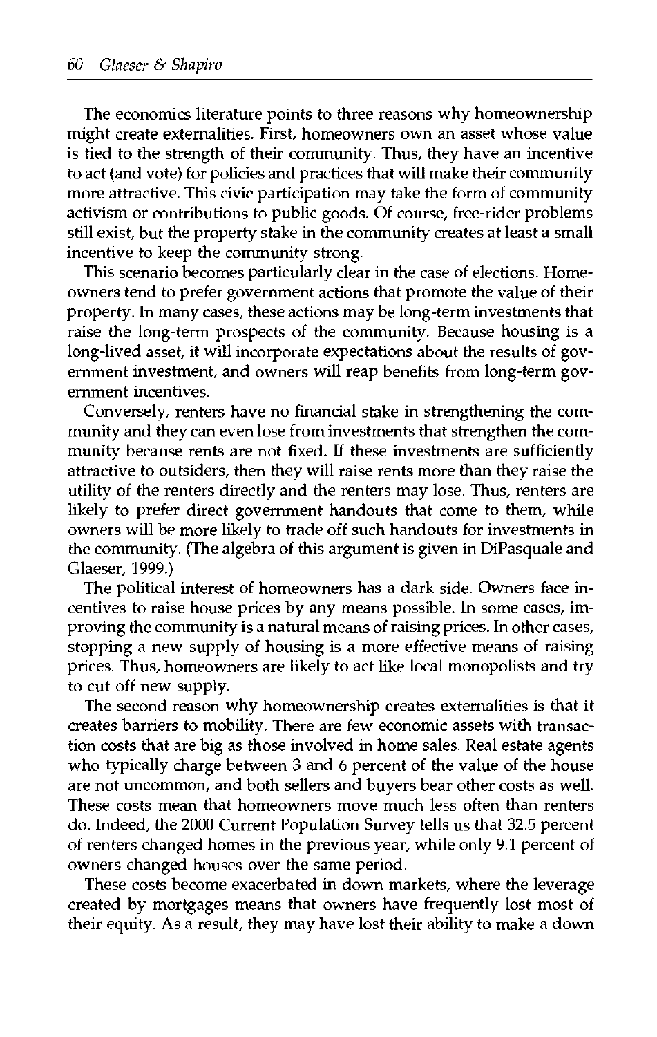The economics literature points to three reasons why homeownership might create externalities. First, homeowners own an asset whose value is tied to the strength of their community. Thus, they have an incentive to act (and vote) for policies and practices that will make their community more attractive. This civic participation may take the form of community activism or contributions to public goods. Of course, free-rider problems still exist, but the property stake in the community creates at least a small incentive to keep the community strong.

This scenario becomes particularly clear in the case of elections. Homeowners tend to prefer government actions that promote the value of their property. In many cases, these actions may be long-term investments that raise the long-term prospects of the community. Because housing is a long-lived asset, it will incorporate expectations about the results of government investment, and owners will reap benefits from long-term government incentives.

Conversely, renters have no financial stake in strengthening the community and they can even lose from investments that strengthen the community because rents are not fixed. If these investments are sufficiently attractive to outsiders, then they will raise rents more than they raise the utility of the renters directly and the renters may lose. Thus, renters are likely to prefer direct government handouts that come to them, while owners will be more likely to trade off such handouts for investments in the community. (The algebra of this argument is given in DiPasquale and Glaeser, 1999.)

The political interest of homeowners has a dark side. Owners face incentives to raise house prices by any means possible. In some cases, improving the community is a natural means of raising prices. In other cases, stopping a new supply of housing is a more effective means of raising prices. Thus, homeowners are likely to act like local monopolists and try to cut off new supply.

The second reason why homeownership creates externalities is that it creates barriers to mobility. There are few economic assets with transaction costs that are big as those involved in home sales. Real estate agents who typically charge between 3 and 6 percent of the value of the house are not uncommon, and both sellers and buyers bear other costs as well. These costs mean that homeowners move much less often than renters do. Indeed, the 2000 Current Population Survey tells us that 32.5 percent of renters changed homes in the previous year, while only 9.1 percent of owners changed houses over the same period.

These costs become exacerbated in down markets, where the leverage created by mortgages means that owners have frequently lost most of their equity. As a result, they may have lost their ability to make a down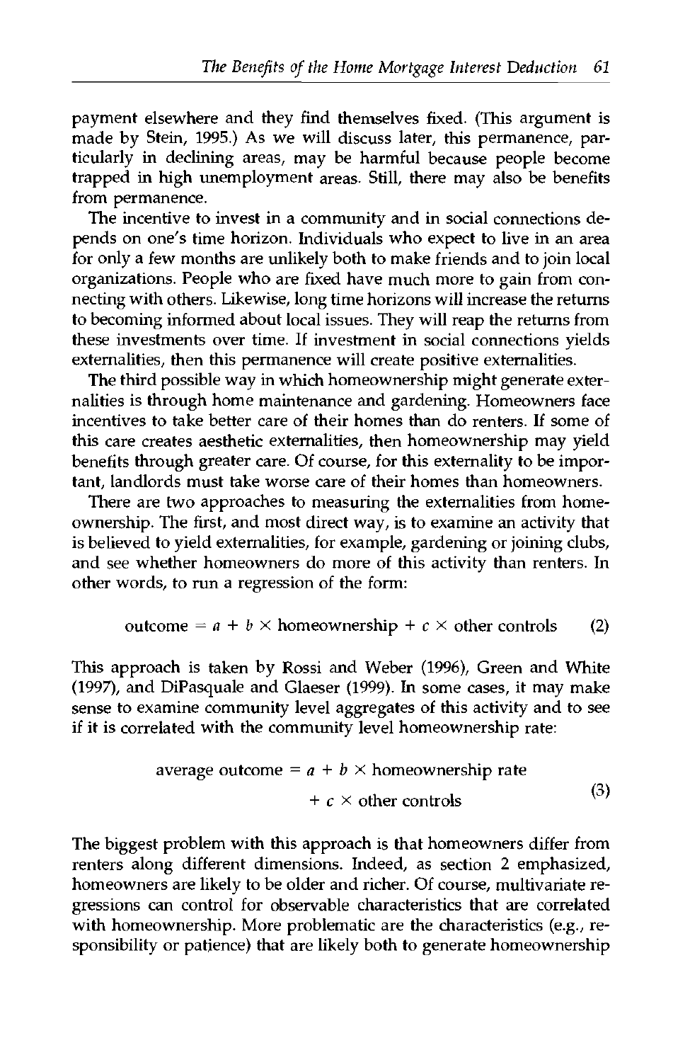payment elsewhere and they find themselves fixed. (This argument is made by Stein, 1995.) As we will discuss later, this permanence, particularly in declining areas, may be harmful because people become trapped in high unemployment areas. Still, there may also be benefits from permanence.

The incentive to invest in a community and in social connections depends on one's time horizon. Individuals who expect to live in an area for only a few months are unlikely both to make friends and to join local organizations. People who are fixed have much more to gain from connecting with others. Likewise, long time horizons will increase the returns to becoming informed about local issues. They will reap the returns from these investments over time. If investment in social connections yields externalities, then this permanence will create positive externalities.

The third possible way in which homeownership might generate externalities is through home maintenance and gardening. Homeowners face incentives to take better care of their homes than do renters. If some of this care creates aesthetic externalities, then homeownership may yield benefits through greater care. Of course, for this externality to be important, landlords must take worse care of their homes than homeowners.

There are two approaches to measuring the externalities from homeownership. The first, and most direct way, is to examine an activity that is believed to yield externalities, for example, gardening or joining clubs, and see whether homeowners do more of this activity than renters. In other words, to run a regression of the form:

$$\text{outcome} = a + b \times \text{homeownership} + c \times \text{other controls} \qquad (2)$$

This approach is taken by Rossi and Weber (1996), Green and White (1997), and DiPasquale and Glaeser (1999). In some cases, it may make sense to examine community level aggregates of this activity and to see if it is correlated with the community level homeownership rate:

$$\text{average outcome} = a + b \times \text{homeownership rate} + c \times \text{other controls} \qquad (3)$$

The biggest problem with this approach is that homeowners differ from renters along different dimensions. Indeed, as section 2 emphasized, homeowners are likely to be older and richer. Of course, multivariate regressions can control for observable characteristics that are correlated with homeownership. More problematic are the characteristics (e.g., responsibility or patience) that are likely both to generate homeownership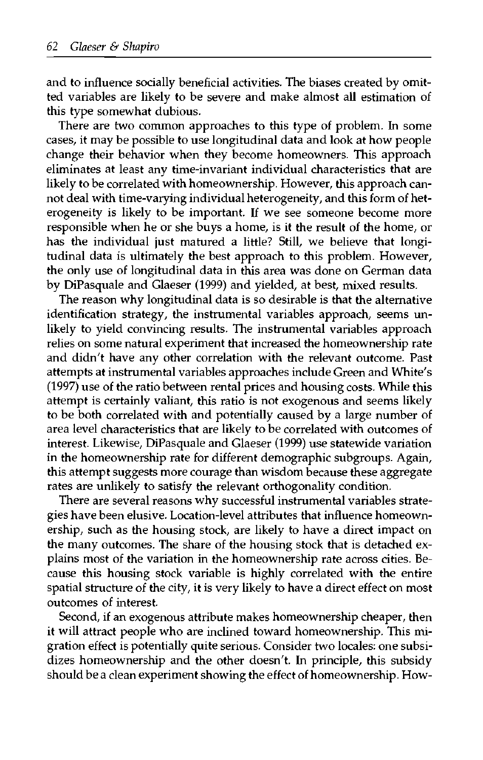and to influence socially beneficial activities. The biases created by omitted variables are likely to be severe and make almost all estimation of this type somewhat dubious.

There are two common approaches to this type of problem. In some cases, it may be possible to use longitudinal data and look at how people change their behavior when they become homeowners. This approach eliminates at least any time-invariant individual characteristics that are likely to be correlated with homeownership. However, this approach cannot deal with time-varying individual heterogeneity, and this form of heterogeneity is likely to be important. If we see someone become more responsible when he or she buys a home, is it the result of the home, or has the individual just matured a little? Still, we believe that longitudinal data is ultimately the best approach to this problem. However, the only use of longitudinal data in this area was done on German data by DiPasquale and Glaeser (1999) and yielded, at best, mixed results.

The reason why longitudinal data is so desirable is that the alternative identification strategy, the instrumental variables approach, seems unlikely to yield convincing results. The instrumental variables approach relies on some natural experiment that increased the homeownership rate and didn't have any other correlation with the relevant outcome. Past attempts at instrumental variables approaches include Green and White's (1997) use of the ratio between rental prices and housing costs. While this attempt is certainly valiant, this ratio is not exogenous and seems likely to be both correlated with and potentially caused by a large number of area level characteristics that are likely to be correlated with outcomes of interest. Likewise, DiPasquale and Glaeser (1999) use statewide variation in the homeownership rate for different demographic subgroups. Again, this attempt suggests more courage than wisdom because these aggregate rates are unlikely to satisfy the relevant orthogonality condition.

There are several reasons why successful instrumental variables strategies have been elusive. Location-level attributes that influence homeownership, such as the housing stock, are likely to have a direct impact on the many outcomes. The share of the housing stock that is detached explains most of the variation in the homeownership rate across cities. Because this housing stock variable is highly correlated with the entire spatial structure of the city, it is very likely to have a direct effect on most outcomes of interest.

Second, if an exogenous attribute makes homeownership cheaper, then it will attract people who are inclined toward homeownership. This migration effect is potentially quite serious. Consider two locales: one subsidizes homeownership and the other doesn't. In principle, this subsidy should be a clean experiment showing the effect of homeownership. How-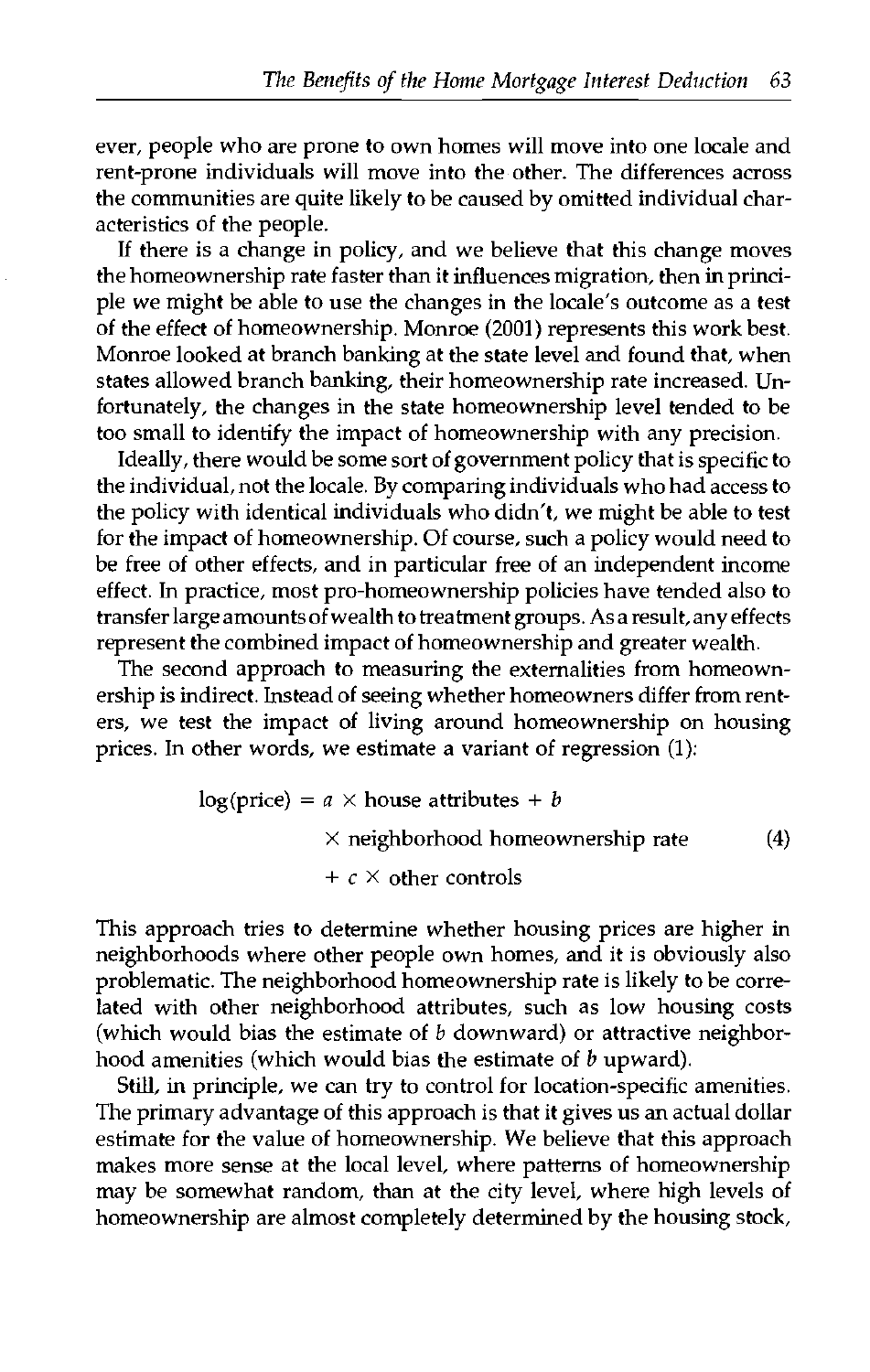ever, people who are prone to own homes will move into one locale and rent-prone individuals will move into the other. The differences across the communities are quite likely to be caused by omitted individual characteristics of the people.

If there is a change in policy, and we believe that this change moves the homeownership rate faster than it influences migration, then in principle we might be able to use the changes in the locale's outcome as a test of the effect of homeownership. Monroe (2001) represents this work best. Monroe looked at branch banking at the state level and found that, when states allowed branch banking, their homeownership rate increased. Unfortunately, the changes in the state homeownership level tended to be too small to identify the impact of homeownership with any precision.

Ideally, there would be some sort of government policy that is specific to the individual, not the locale. By comparing individuals who had access to the policy with identical individuals who didn't, we might be able to test for the impact of homeownership. Of course, such a policy would need to be free of other effects, and in particular free of an independent income effect. In practice, most pro-homeownership policies have tended also to transfer large amounts of wealth to treatment groups. As a result, any effects represent the combined impact of homeownership and greater wealth.

The second approach to measuring the externalities from homeownership is indirect. Instead of seeing whether homeowners differ from renters, we test the impact of living around homeownership on housing prices. In other words, we estimate a variant of regression (1):

$$\begin{aligned}\log(\text{price}) = {} & a \times \text{house attributes} + b \\ & \times \text{neighborhood homeownership rate} \\ & + c \times \text{other controls}\end{aligned} \tag{4}$$

This approach tries to determine whether housing prices are higher in neighborhoods where other people own homes, and it is obviously also problematic. The neighborhood homeownership rate is likely to be correlated with other neighborhood attributes, such as low housing costs (which would bias the estimate of $b$ downward) or attractive neighborhood amenities (which would bias the estimate of $b$ upward).

Still, in principle, we can try to control for location-specific amenities. The primary advantage of this approach is that it gives us an actual dollar estimate for the value of homeownership. We believe that this approach makes more sense at the local level, where patterns of homeownership may be somewhat random, than at the city level, where high levels of homeownership are almost completely determined by the housing stock,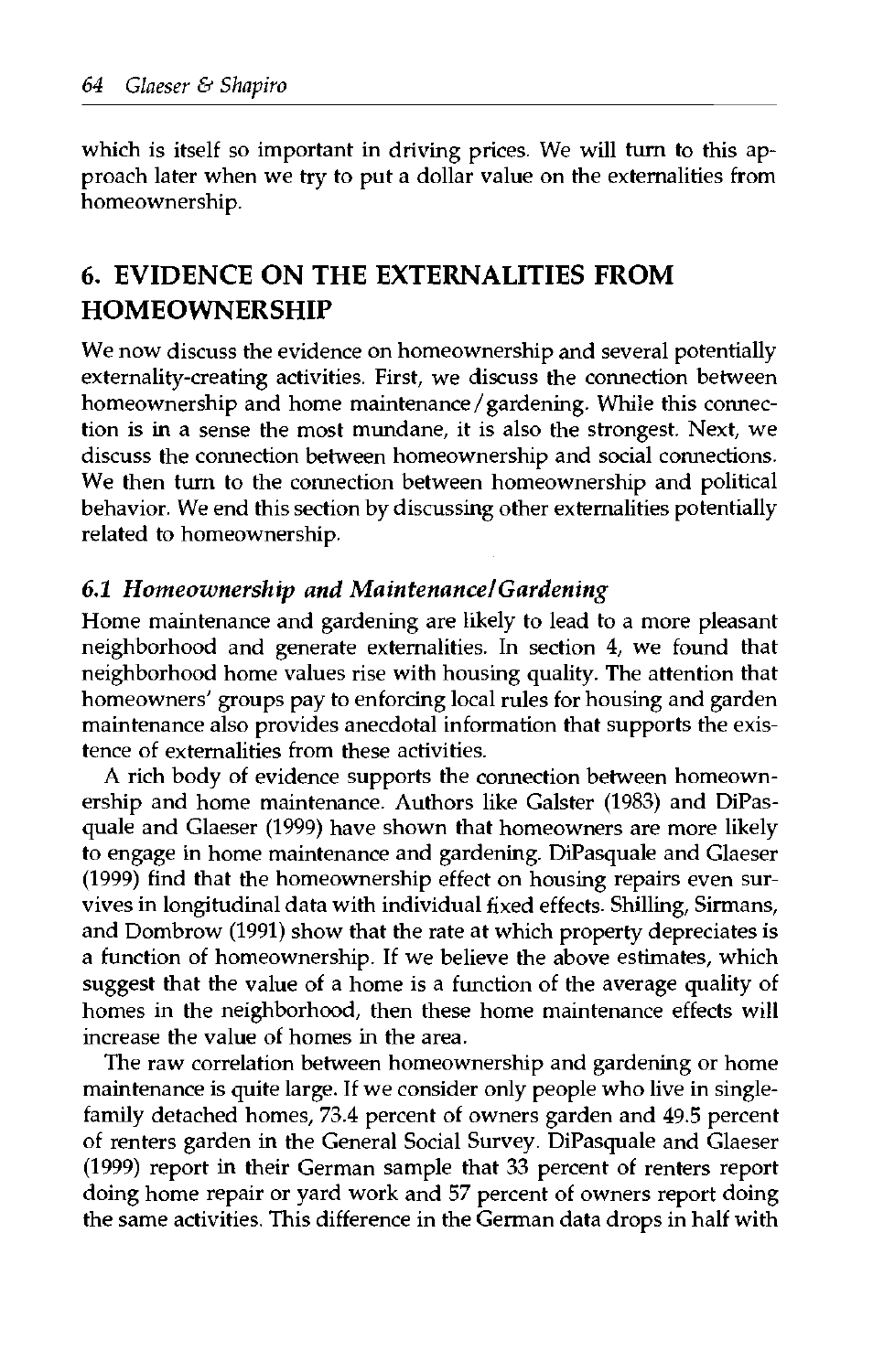which is itself so important in driving prices. We will turn to this approach later when we try to put a dollar value on the externalities from homeownership.

## 6. EVIDENCE ON THE EXTERNALITIES FROM HOMEOWNERSHIP

We now discuss the evidence on homeownership and several potentially externality-creating activities. First, we discuss the connection between homeownership and home maintenance/gardening. While this connection is in a sense the most mundane, it is also the strongest. Next, we discuss the connection between homeownership and social connections. We then turn to the connection between homeownership and political behavior. We end this section by discussing other externalities potentially related to homeownership.

### *6.1 Homeownership and Maintenance/Gardening*

Home maintenance and gardening are likely to lead to a more pleasant neighborhood and generate externalities. In section 4, we found that neighborhood home values rise with housing quality. The attention that homeowners' groups pay to enforcing local rules for housing and garden maintenance also provides anecdotal information that supports the existence of externalities from these activities.

A rich body of evidence supports the connection between homeownership and home maintenance. Authors like Galster (1983) and DiPasquale and Glaeser (1999) have shown that homeowners are more likely to engage in home maintenance and gardening. DiPasquale and Glaeser (1999) find that the homeownership effect on housing repairs even survives in longitudinal data with individual fixed effects. Shilling, Sirmans, and Dombrow (1991) show that the rate at which property depreciates is a function of homeownership. If we believe the above estimates, which suggest that the value of a home is a function of the average quality of homes in the neighborhood, then these home maintenance effects will increase the value of homes in the area.

The raw correlation between homeownership and gardening or home maintenance is quite large. If we consider only people who live in single-family detached homes, 73.4 percent of owners garden and 49.5 percent of renters garden in the General Social Survey. DiPasquale and Glaeser (1999) report in their German sample that 33 percent of renters report doing home repair or yard work and 57 percent of owners report doing the same activities. This difference in the German data drops in half with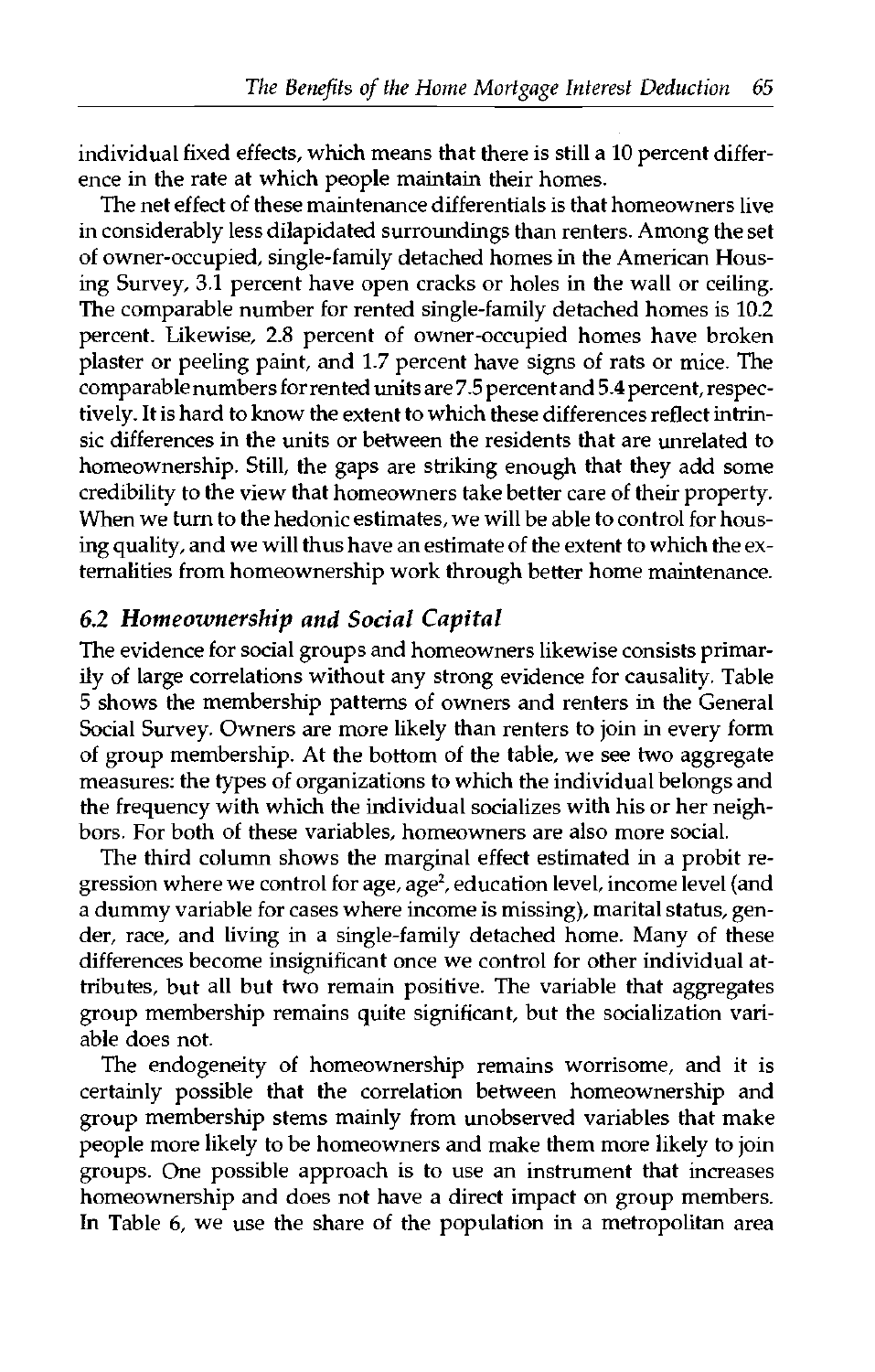individual fixed effects, which means that there is still a 10 percent difference in the rate at which people maintain their homes.

The net effect of these maintenance differentials is that homeowners live in considerably less dilapidated surroundings than renters. Among the set of owner-occupied, single-family detached homes in the American Housing Survey, 3.1 percent have open cracks or holes in the wall or ceiling. The comparable number for rented single-family detached homes is 10.2 percent. Likewise, 2.8 percent of owner-occupied homes have broken plaster or peeling paint, and 1.7 percent have signs of rats or mice. The comparable numbers for rented units are 7.5 percent and 5.4 percent, respectively. It is hard to know the extent to which these differences reflect intrinsic differences in the units or between the residents that are unrelated to homeownership. Still, the gaps are striking enough that they add some credibility to the view that homeowners take better care of their property. When we turn to the hedonic estimates, we will be able to control for housing quality, and we will thus have an estimate of the extent to which the externalities from homeownership work through better home maintenance.

### *6.2 Homeownership and Social Capital*

The evidence for social groups and homeowners likewise consists primarily of large correlations without any strong evidence for causality. Table 5 shows the membership patterns of owners and renters in the General Social Survey. Owners are more likely than renters to join in every form of group membership. At the bottom of the table, we see two aggregate measures: the types of organizations to which the individual belongs and the frequency with which the individual socializes with his or her neighbors. For both of these variables, homeowners are also more social.

The third column shows the marginal effect estimated in a probit regression where we control for age, age$^2$, education level, income level (and a dummy variable for cases where income is missing), marital status, gender, race, and living in a single-family detached home. Many of these differences become insignificant once we control for other individual attributes, but all but two remain positive. The variable that aggregates group membership remains quite significant, but the socialization variable does not.

The endogeneity of homeownership remains worrisome, and it is certainly possible that the correlation between homeownership and group membership stems mainly from unobserved variables that make people more likely to be homeowners and make them more likely to join groups. One possible approach is to use an instrument that increases homeownership and does not have a direct impact on group members. In Table 6, we use the share of the population in a metropolitan area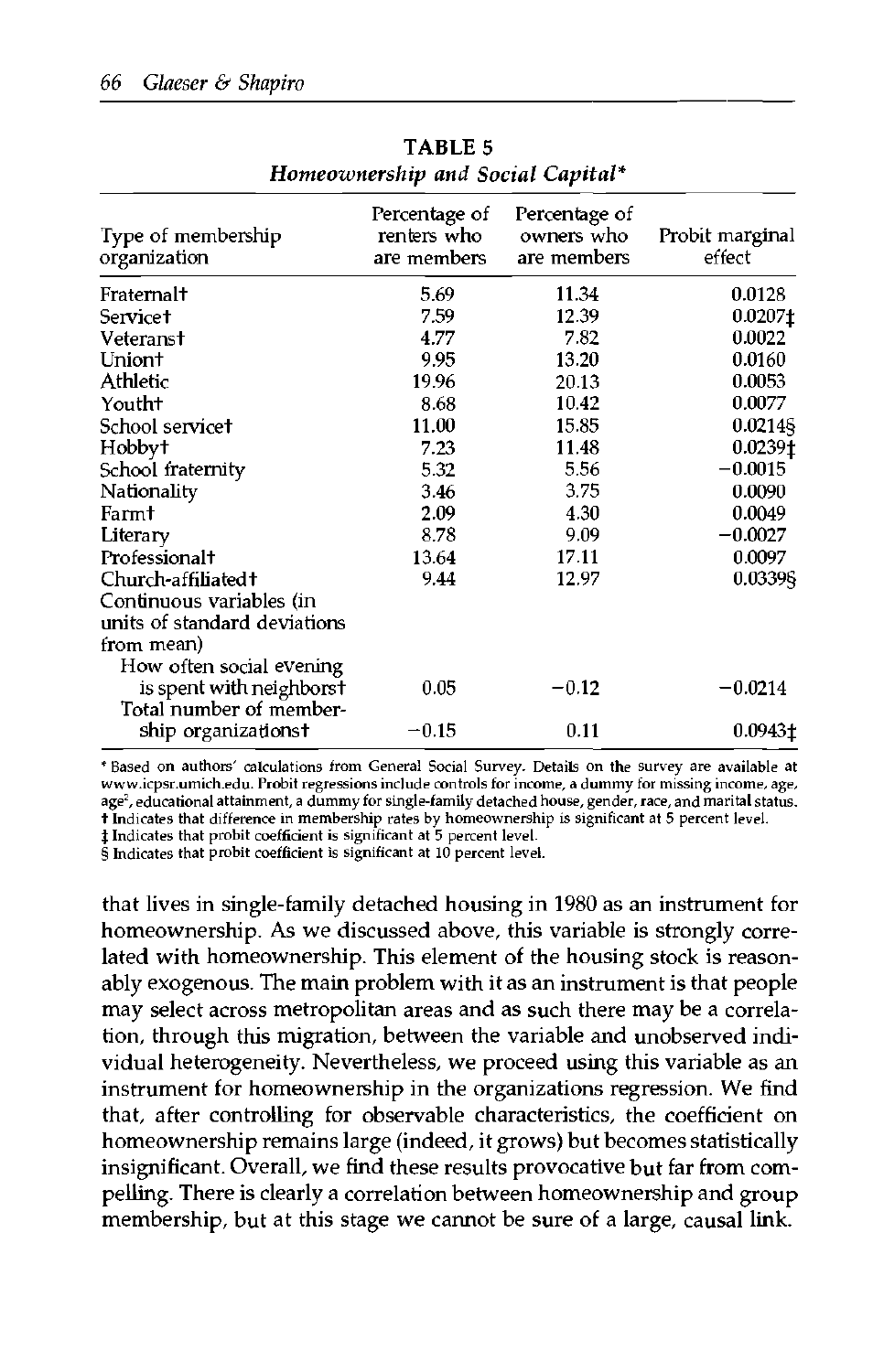**TABLE 5**
***Homeownership and Social Capital****

| Type of membership organization | Percentage of renters who are members | Percentage of owners who are members | Probit marginal effect |
|---|---|---|---|
| Fraternal† | 5.69 | 11.34 | 0.0128 |
| Service† | 7.59 | 12.39 | 0.0207‡ |
| Veterans† | 4.77 | 7.82 | 0.0022 |
| Union† | 9.95 | 13.20 | 0.0160 |
| Athletic | 19.96 | 20.13 | 0.0053 |
| Youth† | 8.68 | 10.42 | 0.0077 |
| School service† | 11.00 | 15.85 | 0.0214§ |
| Hobby† | 7.23 | 11.48 | 0.0239‡ |
| School fraternity | 5.32 | 5.56 | −0.0015 |
| Nationality | 3.46 | 3.75 | 0.0090 |
| Farm† | 2.09 | 4.30 | 0.0049 |
| Literary | 8.78 | 9.09 | −0.0027 |
| Professional† | 13.64 | 17.11 | 0.0097 |
| Church-affiliated† | 9.44 | 12.97 | 0.0339§ |
| Continuous variables (in units of standard deviations from mean) | | | |
| How often social evening is spent with neighbors† | 0.05 | −0.12 | −0.0214 |
| Total number of membership organizations† | −0.15 | 0.11 | 0.0943‡ |

* Based on authors' calculations from General Social Survey. Details on the survey are available at www.icpsr.umich.edu. Probit regressions include controls for income, a dummy for missing income, age, age$^2$, educational attainment, a dummy for single-family detached house, gender, race, and marital status.
† Indicates that difference in membership rates by homeownership is significant at 5 percent level.
‡ Indicates that probit coefficient is significant at 5 percent level.
§ Indicates that probit coefficient is significant at 10 percent level.

that lives in single-family detached housing in 1980 as an instrument for homeownership. As we discussed above, this variable is strongly correlated with homeownership. This element of the housing stock is reasonably exogenous. The main problem with it as an instrument is that people may select across metropolitan areas and as such there may be a correlation, through this migration, between the variable and unobserved individual heterogeneity. Nevertheless, we proceed using this variable as an instrument for homeownership in the organizations regression. We find that, after controlling for observable characteristics, the coefficient on homeownership remains large (indeed, it grows) but becomes statistically insignificant. Overall, we find these results provocative but far from compelling. There is clearly a correlation between homeownership and group membership, but at this stage we cannot be sure of a large, causal link.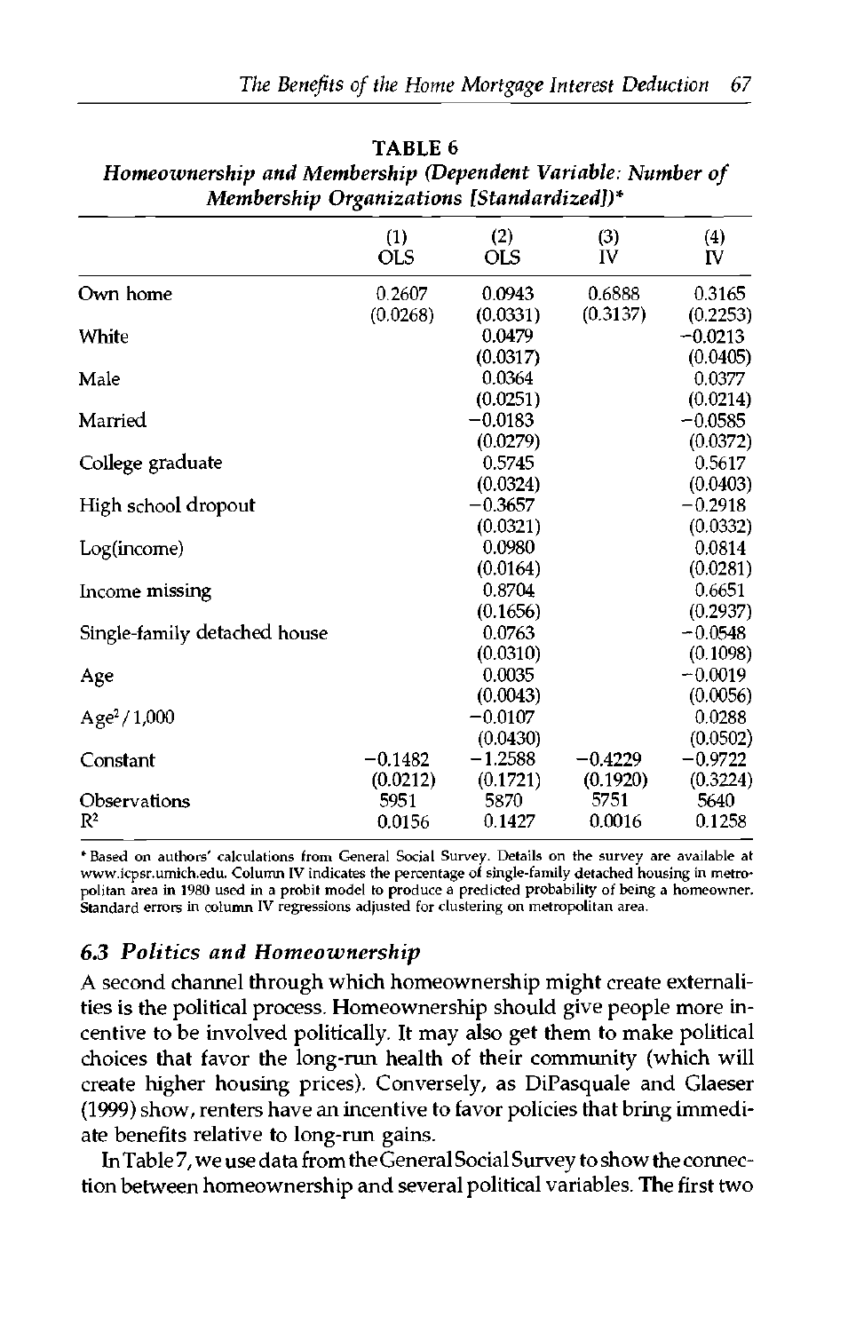**TABLE 6**

*Homeownership and Membership (Dependent Variable: Number of Membership Organizations [Standardized])**

| | (1) OLS | (2) OLS | (3) IV | (4) IV |
|---|---|---|---|---|
| Own home | 0.2607 | 0.0943 | 0.6888 | 0.3165 |
| | (0.0268) | (0.0331) | (0.3137) | (0.2253) |
| White | | 0.0479 | | −0.0213 |
| | | (0.0317) | | (0.0405) |
| Male | | 0.0364 | | 0.0377 |
| | | (0.0251) | | (0.0214) |
| Married | | −0.0183 | | −0.0585 |
| | | (0.0279) | | (0.0372) |
| College graduate | | 0.5745 | | 0.5617 |
| | | (0.0324) | | (0.0403) |
| High school dropout | | −0.3657 | | −0.2918 |
| | | (0.0321) | | (0.0332) |
| Log(income) | | 0.0980 | | 0.0814 |
| | | (0.0164) | | (0.0281) |
| Income missing | | 0.8704 | | 0.6651 |
| | | (0.1656) | | (0.2937) |
| Single-family detached house | | 0.0763 | | −0.0548 |
| | | (0.0310) | | (0.1098) |
| Age | | 0.0035 | | −0.0019 |
| | | (0.0043) | | (0.0056) |
| $Age^2/1{,}000$ | | −0.0107 | | 0.0288 |
| | | (0.0430) | | (0.0502) |
| Constant | −0.1482 | −1.2588 | −0.4229 | −0.9722 |
| | (0.0212) | (0.1721) | (0.1920) | (0.3224) |
| Observations | 5951 | 5870 | 5751 | 5640 |
| $R^2$ | 0.0156 | 0.1427 | 0.0016 | 0.1258 |

* Based on authors' calculations from General Social Survey. Details on the survey are available at www.icpsr.umich.edu. Column IV indicates the percentage of single-family detached housing in metropolitan area in 1980 used in a probit model to produce a predicted probability of being a homeowner. Standard errors in column IV regressions adjusted for clustering on metropolitan area.

### 6.3 Politics and Homeownership

A second channel through which homeownership might create externalities is the political process. Homeownership should give people more incentive to be involved politically. It may also get them to make political choices that favor the long-run health of their community (which will create higher housing prices). Conversely, as DiPasquale and Glaeser (1999) show, renters have an incentive to favor policies that bring immediate benefits relative to long-run gains.

In Table 7, we use data from the General Social Survey to show the connection between homeownership and several political variables. The first two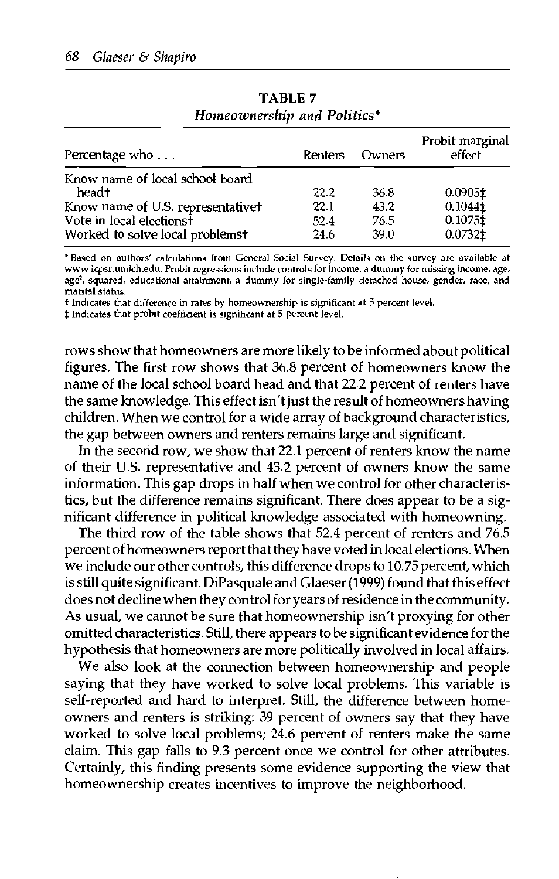**TABLE 7**
*Homeownership and Politics**

| Percentage who . . . | Renters | Owners | Probit marginal effect |
|---|---|---|---|
| Know name of local school board head† | 22.2 | 36.8 | 0.0905‡ |
| Know name of U.S. representative† | 22.1 | 43.2 | 0.1044‡ |
| Vote in local elections† | 52.4 | 76.5 | 0.1075‡ |
| Worked to solve local problems† | 24.6 | 39.0 | 0.0732‡ |

\* Based on authors' calculations from General Social Survey. Details on the survey are available at www.icpsr.umich.edu. Probit regressions include controls for income, a dummy for missing income, age, age², squared, educational attainment, a dummy for single-family detached house, gender, race, and marital status.

† Indicates that difference in rates by homeownership is significant at 5 percent level.

‡ Indicates that probit coefficient is significant at 5 percent level.

rows show that homeowners are more likely to be informed about political figures. The first row shows that 36.8 percent of homeowners know the name of the local school board head and that 22.2 percent of renters have the same knowledge. This effect isn't just the result of homeowners having children. When we control for a wide array of background characteristics, the gap between owners and renters remains large and significant.

In the second row, we show that 22.1 percent of renters know the name of their U.S. representative and 43.2 percent of owners know the same information. This gap drops in half when we control for other characteristics, but the difference remains significant. There does appear to be a significant difference in political knowledge associated with homeowning.

The third row of the table shows that 52.4 percent of renters and 76.5 percent of homeowners report that they have voted in local elections. When we include our other controls, this difference drops to 10.75 percent, which is still quite significant. DiPasquale and Glaeser (1999) found that this effect does not decline when they control for years of residence in the community. As usual, we cannot be sure that homeownership isn't proxying for other omitted characteristics. Still, there appears to be significant evidence for the hypothesis that homeowners are more politically involved in local affairs.

We also look at the connection between homeownership and people saying that they have worked to solve local problems. This variable is self-reported and hard to interpret. Still, the difference between homeowners and renters is striking: 39 percent of owners say that they have worked to solve local problems; 24.6 percent of renters make the same claim. This gap falls to 9.3 percent once we control for other attributes. Certainly, this finding presents some evidence supporting the view that homeownership creates incentives to improve the neighborhood.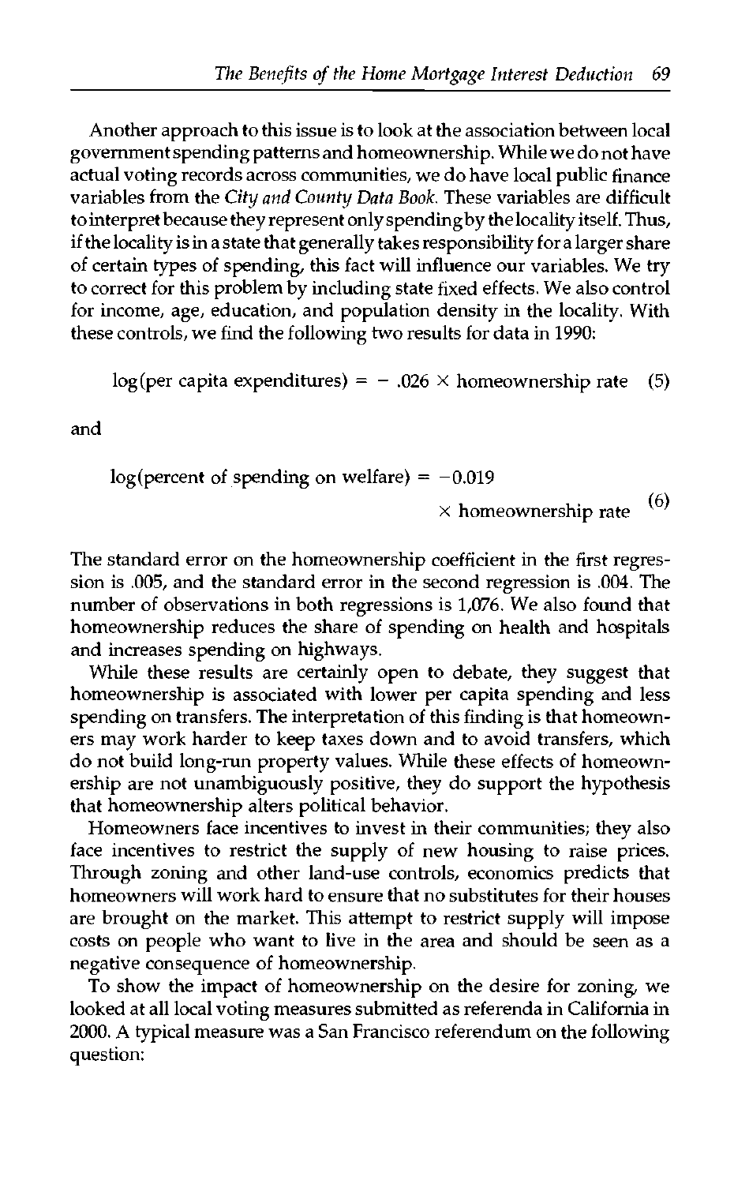Another approach to this issue is to look at the association between local government spending patterns and homeownership. While we do not have actual voting records across communities, we do have local public finance variables from the *City and County Data Book*. These variables are difficult to interpret because they represent only spending by the locality itself. Thus, if the locality is in a state that generally takes responsibility for a larger share of certain types of spending, this fact will influence our variables. We try to correct for this problem by including state fixed effects. We also control for income, age, education, and population density in the locality. With these controls, we find the following two results for data in 1990:

$$\log(\text{per capita expenditures}) = -.026 \times \text{homeownership rate} \quad (5)$$

and

$$\log(\text{percent of spending on welfare}) = -0.019 \times \text{homeownership rate} \quad (6)$$

The standard error on the homeownership coefficient in the first regression is .005, and the standard error in the second regression is .004. The number of observations in both regressions is 1,076. We also found that homeownership reduces the share of spending on health and hospitals and increases spending on highways.

While these results are certainly open to debate, they suggest that homeownership is associated with lower per capita spending and less spending on transfers. The interpretation of this finding is that homeowners may work harder to keep taxes down and to avoid transfers, which do not build long-run property values. While these effects of homeownership are not unambiguously positive, they do support the hypothesis that homeownership alters political behavior.

Homeowners face incentives to invest in their communities; they also face incentives to restrict the supply of new housing to raise prices. Through zoning and other land-use controls, economics predicts that homeowners will work hard to ensure that no substitutes for their houses are brought on the market. This attempt to restrict supply will impose costs on people who want to live in the area and should be seen as a negative consequence of homeownership.

To show the impact of homeownership on the desire for zoning, we looked at all local voting measures submitted as referenda in California in 2000. A typical measure was a San Francisco referendum on the following question: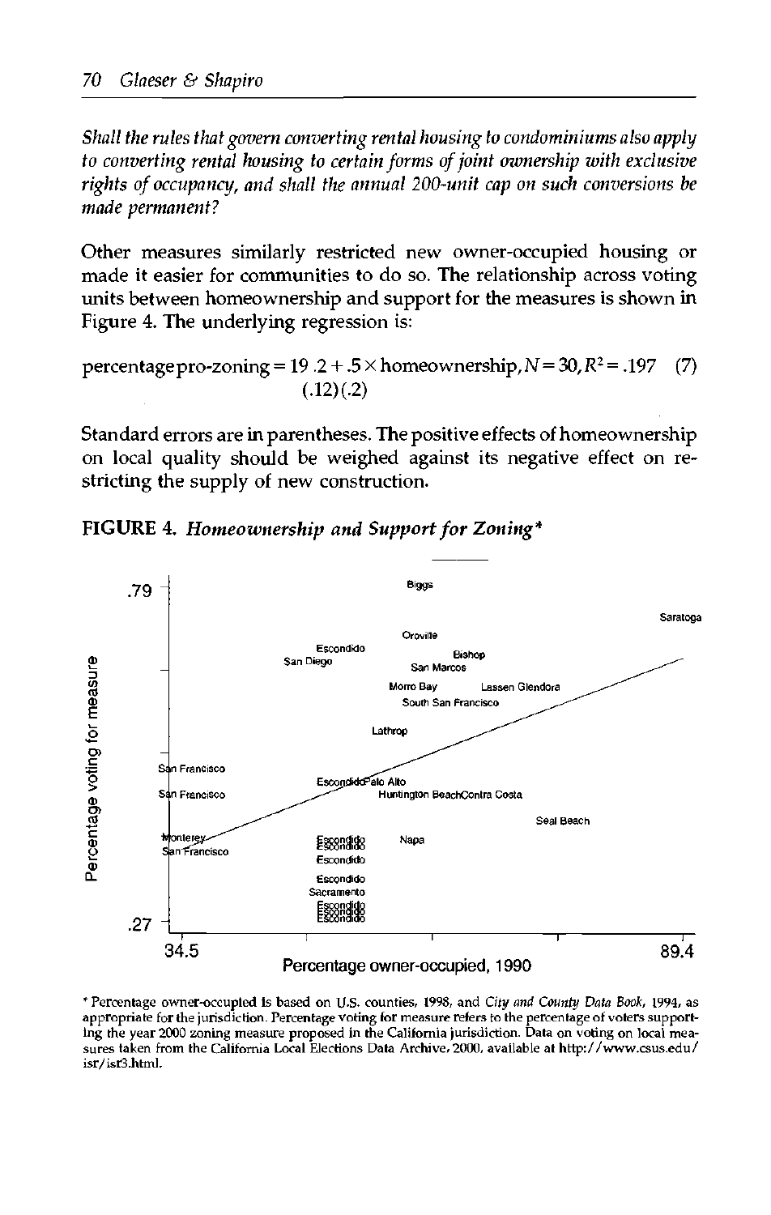*Shall the rules that govern converting rental housing to condominiums also apply to converting rental housing to certain forms of joint ownership with exclusive rights of occupancy, and shall the annual 200-unit cap on such conversions be made permanent?*

Other measures similarly restricted new owner-occupied housing or made it easier for communities to do so. The relationship across voting units between homeownership and support for the measures is shown in Figure 4. The underlying regression is:

$$\text{percentage pro-zoning} = \underset{(.12)}{19.2} + \underset{(.2)}{.5} \times \text{homeownership}, N = 30, R^2 = .197 \quad (7)$$

Standard errors are in parentheses. The positive effects of homeownership on local quality should be weighed against its negative effect on restricting the supply of new construction.

**FIGURE 4.** ***Homeownership and Support for Zoning****

\* Percentage owner-occupied is based on U.S. counties, 1998, and *City and County Data Book*, 1994, as appropriate for the jurisdiction. Percentage voting for measure refers to the percentage of voters supporting the year 2000 zoning measure proposed in the California jurisdiction. Data on voting on local measures taken from the California Local Elections Data Archive, 2000, available at http://www.csus.edu/isr/isr3.html.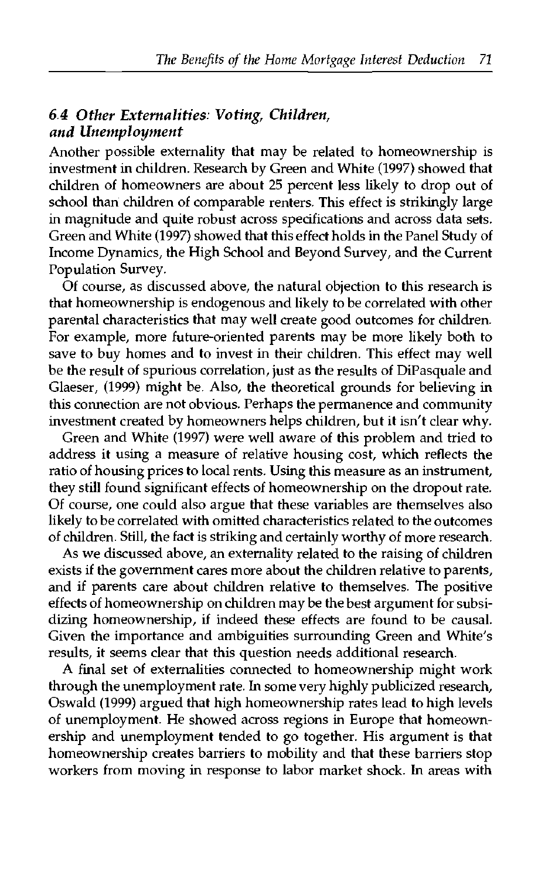### 6.4 *Other Externalities: Voting, Children, and Unemployment*

Another possible externality that may be related to homeownership is investment in children. Research by Green and White (1997) showed that children of homeowners are about 25 percent less likely to drop out of school than children of comparable renters. This effect is strikingly large in magnitude and quite robust across specifications and across data sets. Green and White (1997) showed that this effect holds in the Panel Study of Income Dynamics, the High School and Beyond Survey, and the Current Population Survey.

Of course, as discussed above, the natural objection to this research is that homeownership is endogenous and likely to be correlated with other parental characteristics that may well create good outcomes for children. For example, more future-oriented parents may be more likely both to save to buy homes and to invest in their children. This effect may well be the result of spurious correlation, just as the results of DiPasquale and Glaeser, (1999) might be. Also, the theoretical grounds for believing in this connection are not obvious. Perhaps the permanence and community investment created by homeowners helps children, but it isn't clear why.

Green and White (1997) were well aware of this problem and tried to address it using a measure of relative housing cost, which reflects the ratio of housing prices to local rents. Using this measure as an instrument, they still found significant effects of homeownership on the dropout rate. Of course, one could also argue that these variables are themselves also likely to be correlated with omitted characteristics related to the outcomes of children. Still, the fact is striking and certainly worthy of more research.

As we discussed above, an externality related to the raising of children exists if the government cares more about the children relative to parents, and if parents care about children relative to themselves. The positive effects of homeownership on children may be the best argument for subsidizing homeownership, if indeed these effects are found to be causal. Given the importance and ambiguities surrounding Green and White's results, it seems clear that this question needs additional research.

A final set of externalities connected to homeownership might work through the unemployment rate. In some very highly publicized research, Oswald (1999) argued that high homeownership rates lead to high levels of unemployment. He showed across regions in Europe that homeownership and unemployment tended to go together. His argument is that homeownership creates barriers to mobility and that these barriers stop workers from moving in response to labor market shock. In areas with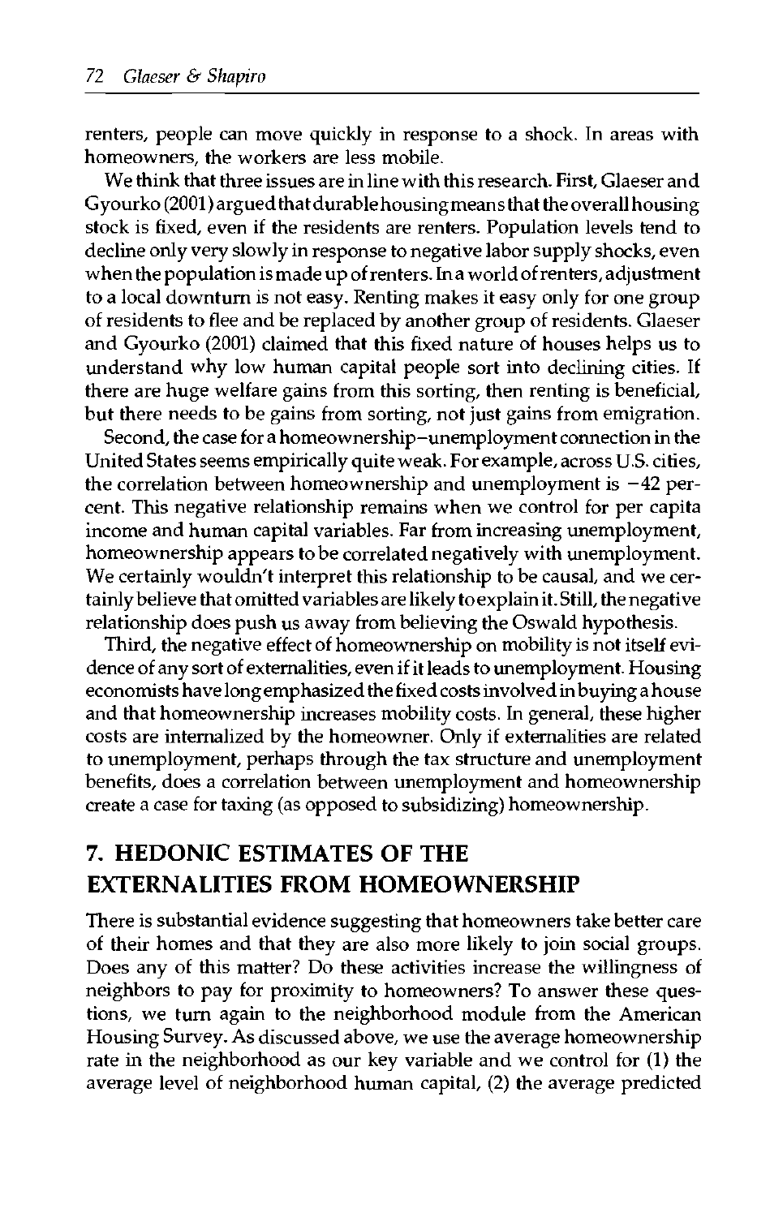renters, people can move quickly in response to a shock. In areas with homeowners, the workers are less mobile.

We think that three issues are in line with this research. First, Glaeser and Gyourko (2001) argued that durable housing means that the overall housing stock is fixed, even if the residents are renters. Population levels tend to decline only very slowly in response to negative labor supply shocks, even when the population is made up of renters. In a world of renters, adjustment to a local downturn is not easy. Renting makes it easy only for one group of residents to flee and be replaced by another group of residents. Glaeser and Gyourko (2001) claimed that this fixed nature of houses helps us to understand why low human capital people sort into declining cities. If there are huge welfare gains from this sorting, then renting is beneficial, but there needs to be gains from sorting, not just gains from emigration.

Second, the case for a homeownership–unemployment connection in the United States seems empirically quite weak. For example, across U.S. cities, the correlation between homeownership and unemployment is −42 percent. This negative relationship remains when we control for per capita income and human capital variables. Far from increasing unemployment, homeownership appears to be correlated negatively with unemployment. We certainly wouldn't interpret this relationship to be causal, and we certainly believe that omitted variables are likely to explain it. Still, the negative relationship does push us away from believing the Oswald hypothesis.

Third, the negative effect of homeownership on mobility is not itself evidence of any sort of externalities, even if it leads to unemployment. Housing economists have long emphasized the fixed costs involved in buying a house and that homeownership increases mobility costs. In general, these higher costs are internalized by the homeowner. Only if externalities are related to unemployment, perhaps through the tax structure and unemployment benefits, does a correlation between unemployment and homeownership create a case for taxing (as opposed to subsidizing) homeownership.

## 7. HEDONIC ESTIMATES OF THE EXTERNALITIES FROM HOMEOWNERSHIP

There is substantial evidence suggesting that homeowners take better care of their homes and that they are also more likely to join social groups. Does any of this matter? Do these activities increase the willingness of neighbors to pay for proximity to homeowners? To answer these questions, we turn again to the neighborhood module from the American Housing Survey. As discussed above, we use the average homeownership rate in the neighborhood as our key variable and we control for (1) the average level of neighborhood human capital, (2) the average predicted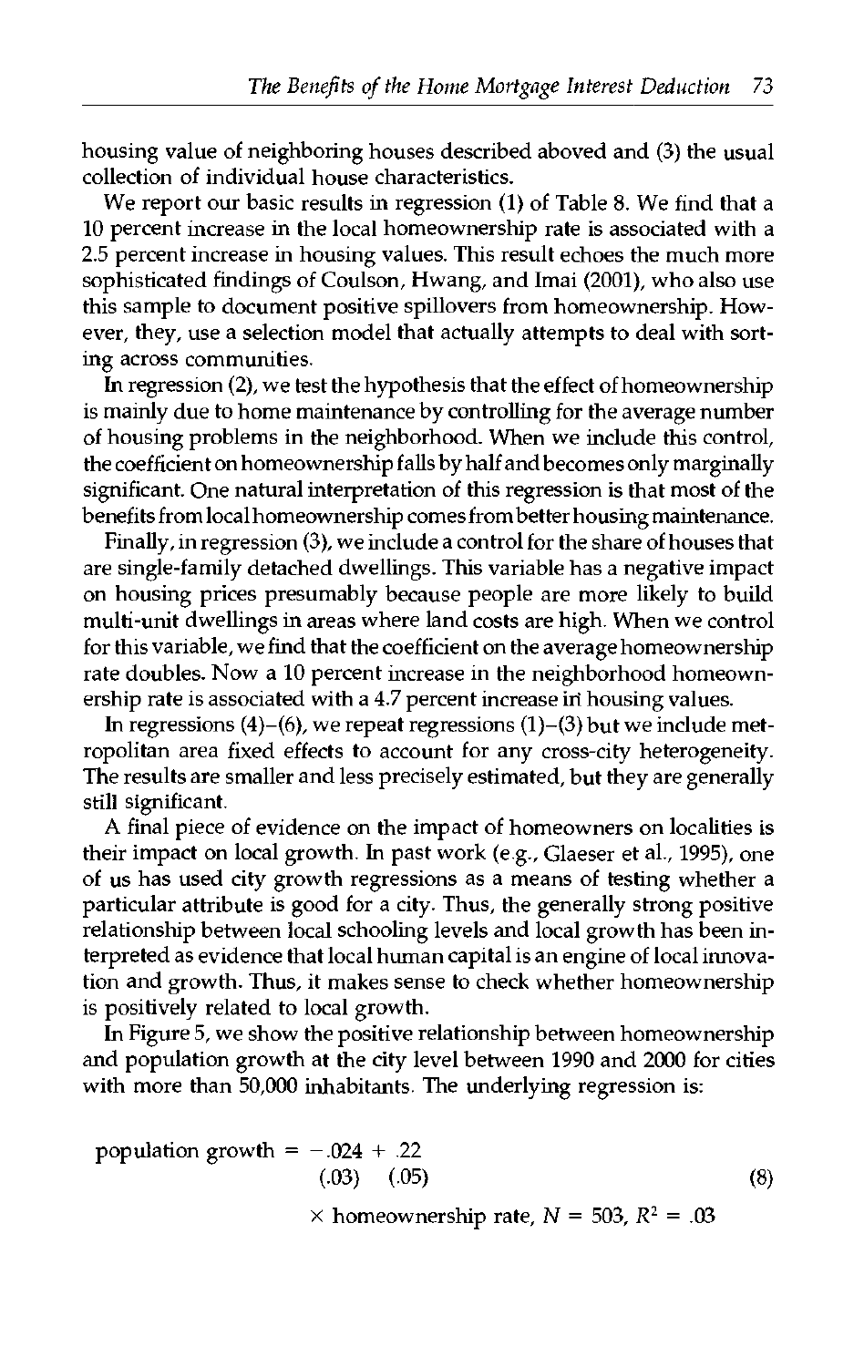housing value of neighboring houses described aboved and (3) the usual collection of individual house characteristics.

We report our basic results in regression (1) of Table 8. We find that a 10 percent increase in the local homeownership rate is associated with a 2.5 percent increase in housing values. This result echoes the much more sophisticated findings of Coulson, Hwang, and Imai (2001), who also use this sample to document positive spillovers from homeownership. However, they, use a selection model that actually attempts to deal with sorting across communities.

In regression (2), we test the hypothesis that the effect of homeownership is mainly due to home maintenance by controlling for the average number of housing problems in the neighborhood. When we include this control, the coefficient on homeownership falls by half and becomes only marginally significant. One natural interpretation of this regression is that most of the benefits from local homeownership comes from better housing maintenance.

Finally, in regression (3), we include a control for the share of houses that are single-family detached dwellings. This variable has a negative impact on housing prices presumably because people are more likely to build multi-unit dwellings in areas where land costs are high. When we control for this variable, we find that the coefficient on the average homeownership rate doubles. Now a 10 percent increase in the neighborhood homeownership rate is associated with a 4.7 percent increase in housing values.

In regressions (4)–(6), we repeat regressions (1)–(3) but we include metropolitan area fixed effects to account for any cross-city heterogeneity. The results are smaller and less precisely estimated, but they are generally still significant.

A final piece of evidence on the impact of homeowners on localities is their impact on local growth. In past work (e.g., Glaeser et al., 1995), one of us has used city growth regressions as a means of testing whether a particular attribute is good for a city. Thus, the generally strong positive relationship between local schooling levels and local growth has been interpreted as evidence that local human capital is an engine of local innovation and growth. Thus, it makes sense to check whether homeownership is positively related to local growth.

In Figure 5, we show the positive relationship between homeownership and population growth at the city level between 1990 and 2000 for cities with more than 50,000 inhabitants. The underlying regression is:

$$\text{population growth} = \underset{(.03)}{-.024} + \underset{(.05)}{.22} \times \text{homeownership rate}, \quad N = 503, \; R^2 = .03 \tag{8}$$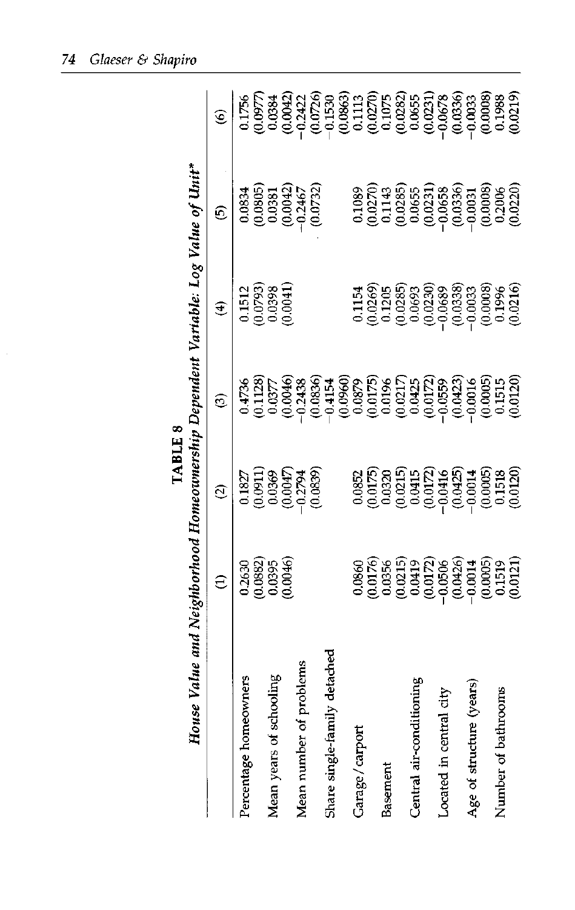**TABLE 8**

***House Value and Neighborhood Homeownership Dependent Variable: Log Value of Unit****

| | (1) | (2) | (3) | (4) | (5) | (6) |
|---|---|---|---|---|---|---|
| Percentage homeowners | 0.2630 | 0.1827 | 0.4736 | 0.1512 | 0.0834 | 0.1756 |
| | (0.0882) | (0.0911) | (0.1128) | (0.0793) | (0.0805) | (0.0977) |
| Mean years of schooling | 0.0395 | 0.0369 | 0.0377 | 0.0398 | 0.0381 | 0.0384 |
| | (0.0046) | (0.0047) | (0.0046) | (0.0041) | (0.0042) | (0.0042) |
| Mean number of problems | | −0.2794 | −0.2438 | | −0.2467 | −0.2422 |
| | | (0.0839) | (0.0836) | | (0.0732) | (0.0726) |
| Share single-family detached | | | −0.4154 | | | −0.1530 |
| | | | (0.0960) | | | (0.0863) |
| Garage/carport | 0.0860 | 0.0852 | 0.0879 | 0.1154 | 0.1089 | 0.1113 |
| | (0.0176) | (0.0175) | (0.0175) | (0.0269) | (0.0270) | (0.0270) |
| Basement | 0.0356 | 0.0320 | 0.0196 | 0.1205 | 0.1143 | 0.1075 |
| | (0.0215) | (0.0215) | (0.0217) | (0.0285) | (0.0285) | (0.0282) |
| Central air-conditioning | 0.0419 | 0.0415 | 0.0425 | 0.0693 | 0.0655 | 0.0655 |
| | (0.0172) | (0.0172) | (0.0172) | (0.0230) | (0.0231) | (0.0231) |
| Located in central city | −0.0506 | −0.0416 | −0.0559 | −0.0689 | −0.0658 | −0.0678 |
| | (0.0426) | (0.0425) | (0.0423) | (0.0338) | (0.0336) | (0.0336) |
| Age of structure (years) | −0.0014 | −0.0014 | −0.0016 | −0.0033 | −0.0031 | −0.0033 |
| | (0.0005) | (0.0005) | (0.0005) | (0.0008) | (0.0008) | (0.0008) |
| Number of bathrooms | 0.1519 | 0.1518 | 0.1515 | 0.1996 | 0.2006 | 0.1988 |
| | (0.0121) | (0.0120) | (0.0120) | (0.0216) | (0.0220) | (0.0219) |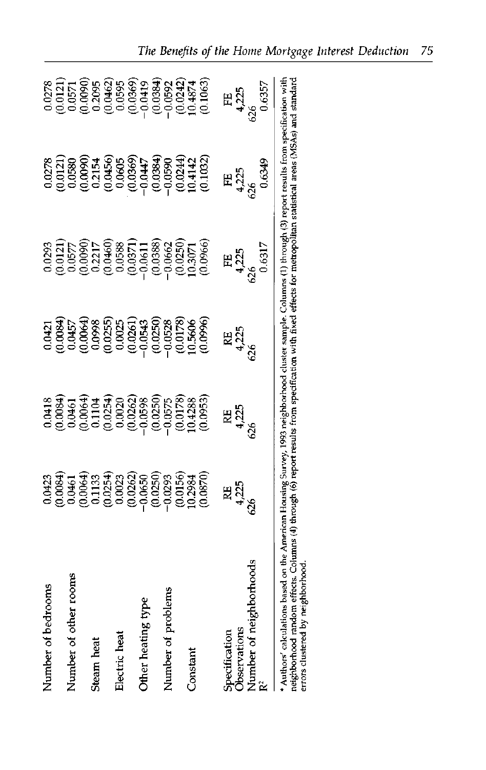|  | (1) | (2) | (3) | (4) | (5) | (6) |
| --- | --- | --- | --- | --- | --- | --- |
| Number of bedrooms | 0.0423 | 0.0418 | 0.0421 | 0.0293 | 0.0278 | 0.0278 |
|  | (0.0084) | (0.0084) | (0.0084) | (0.0121) | (0.0121) | (0.0121) |
| Number of other rooms | 0.0461 | 0.0461 | 0.0457 | 0.0577 | 0.0580 | 0.0571 |
|  | (0.0064) | (0.0064) | (0.0064) | (0.0090) | (0.0090) | (0.0090) |
| Steam heat | 0.1133 | 0.1104 | 0.0998 | 0.2217 | 0.2154 | 0.2095 |
|  | (0.0254) | (0.0254) | (0.0255) | (0.0460) | (0.0456) | (0.0462) |
| Electric heat | 0.0023 | 0.0020 | 0.0025 | 0.0588 | 0.0605 | 0.0595 |
|  | (0.0262) | (0.0262) | (0.0261) | (0.0371) | (0.0369) | (0.0369) |
| Other heating type | −0.0650 | −0.0598 | −0.0543 | −0.0611 | −0.0447 | −0.0419 |
|  | (0.0250) | (0.0250) | (0.0250) | (0.0388) | (0.0384) | (0.0384) |
| Number of problems | −0.0293 | −0.0575 | −0.0528 | −0.0662 | −0.0590 | −0.0592 |
|  | (0.0156) | (0.0178) | (0.0178) | (0.0250) | (0.0244) | (0.0242) |
| Constant | 10.2984 | 10.4288 | 10.5606 | 10.3071 | 10.4142 | 10.4874 |
|  | (0.0870) | (0.0953) | (0.0996) | (0.0966) | (0.1032) | (0.1063) |
| Specification | RE | RE | RE | FE | FE | FE |
| Observations | 4,225 | 4,225 | 4,225 | 4,225 | 4,225 | 4,225 |
| Number of neighborhoods | 626 | 626 | 626 | 626 | 626 | 626 |
| $R^2$ |  |  |  | 0.6317 | 0.6349 | 0.6357 |

[a] Authors' calculations based on the American Housing Survey, 1993 neighborhood cluster sample. Columns (1) through (3) report results from specification with neighborhood random effects. Columns (4) through (6) report results from specification with fixed effects for metropolitan statistical areas (MSAs) and standard errors clustered by neighborhood.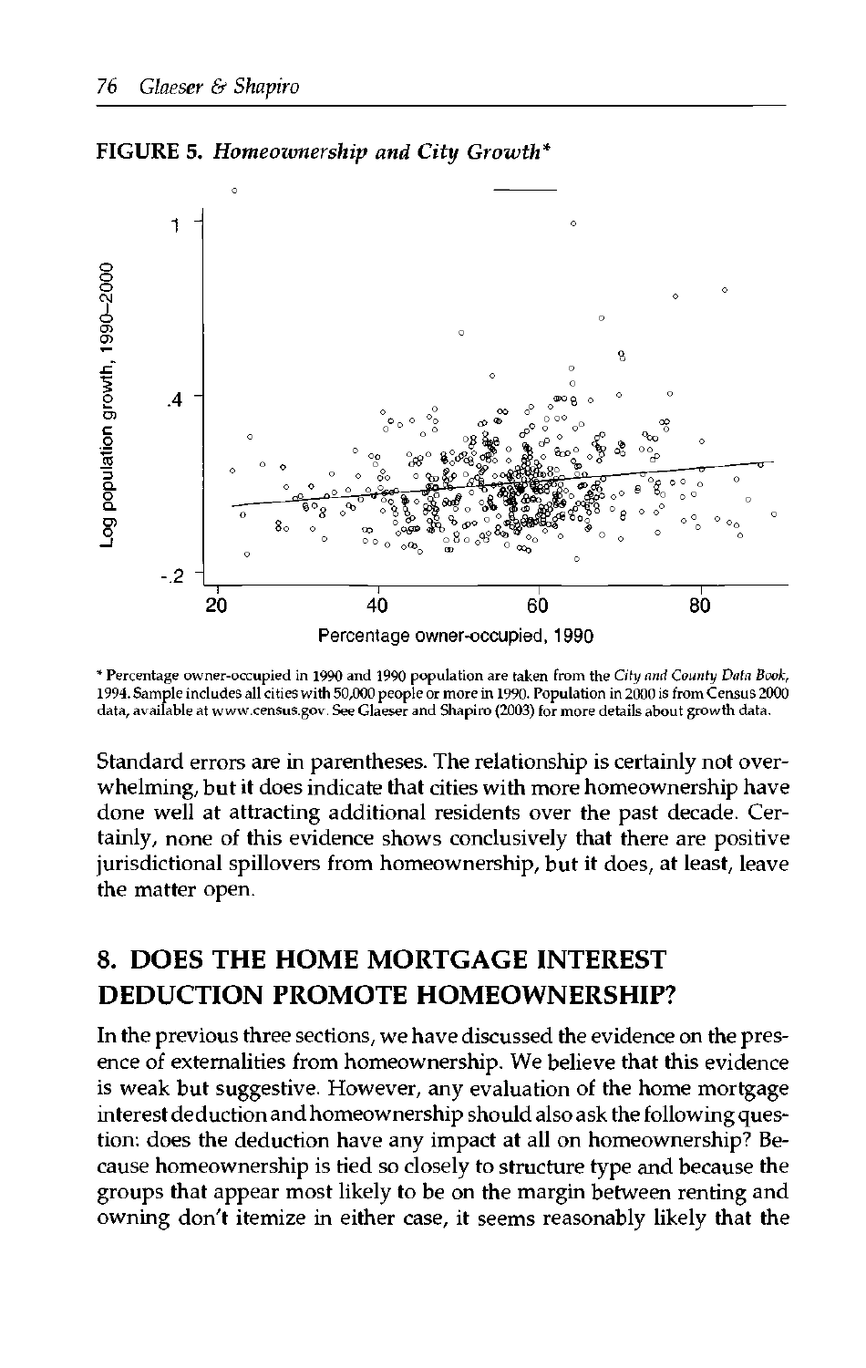**FIGURE 5.** *Homeownership and City Growth**

\* Percentage owner-occupied in 1990 and 1990 population are taken from the *City and County Data Book, 1994*. Sample includes all cities with 50,000 people or more in 1990. Population in 2000 is from Census 2000 data, available at www.census.gov. See Glaeser and Shapiro (2003) for more details about growth data.

Standard errors are in parentheses. The relationship is certainly not overwhelming, but it does indicate that cities with more homeownership have done well at attracting additional residents over the past decade. Certainly, none of this evidence shows conclusively that there are positive jurisdictional spillovers from homeownership, but it does, at least, leave the matter open.

## 8. DOES THE HOME MORTGAGE INTEREST DEDUCTION PROMOTE HOMEOWNERSHIP?

In the previous three sections, we have discussed the evidence on the presence of externalities from homeownership. We believe that this evidence is weak but suggestive. However, any evaluation of the home mortgage interest deduction and homeownership should also ask the following question: does the deduction have any impact at all on homeownership? Because homeownership is tied so closely to structure type and because the groups that appear most likely to be on the margin between renting and owning don't itemize in either case, it seems reasonably likely that the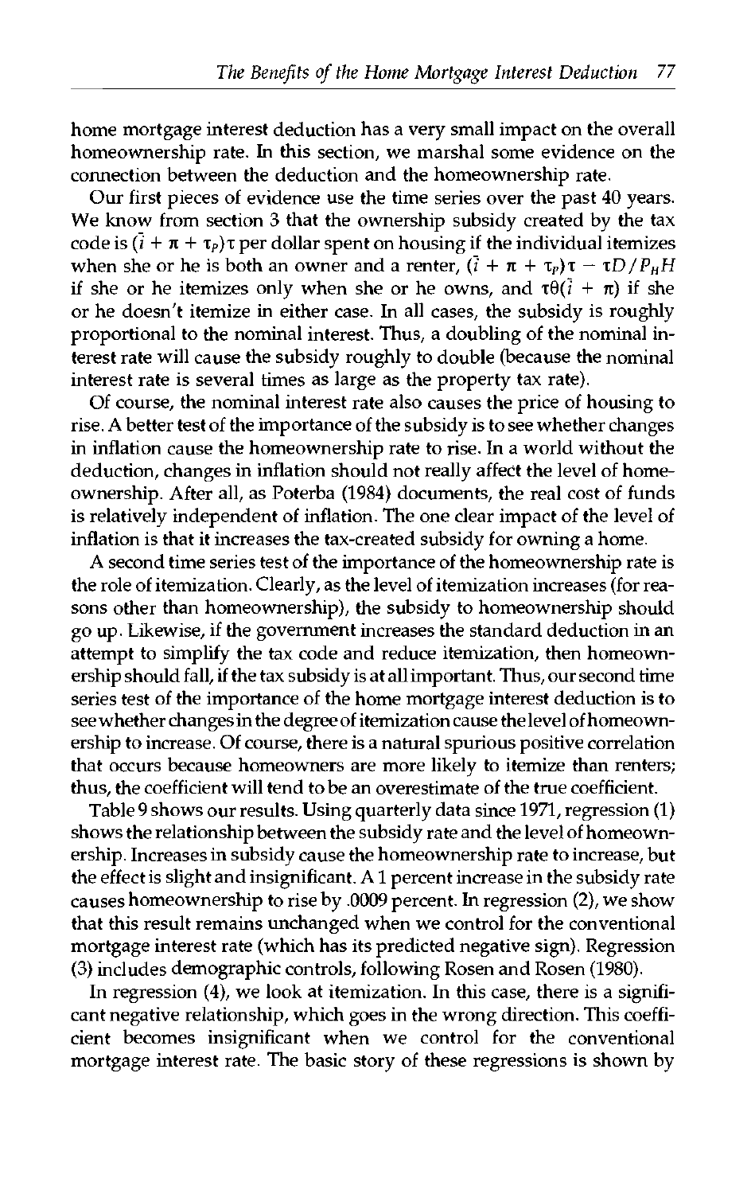home mortgage interest deduction has a very small impact on the overall homeownership rate. In this section, we marshal some evidence on the connection between the deduction and the homeownership rate.

Our first pieces of evidence use the time series over the past 40 years. We know from section 3 that the ownership subsidy created by the tax code is $(\bar{i} + \pi + \tau_P)\tau$ per dollar spent on housing if the individual itemizes when she or he is both an owner and a renter, $(\bar{i} + \pi + \tau_P)\tau - \tau D / P_H H$ if she or he itemizes only when she or he owns, and $\tau\theta(\bar{i} + \pi)$ if she or he doesn't itemize in either case. In all cases, the subsidy is roughly proportional to the nominal interest. Thus, a doubling of the nominal interest rate will cause the subsidy roughly to double (because the nominal interest rate is several times as large as the property tax rate).

Of course, the nominal interest rate also causes the price of housing to rise. A better test of the importance of the subsidy is to see whether changes in inflation cause the homeownership rate to rise. In a world without the deduction, changes in inflation should not really affect the level of homeownership. After all, as Poterba (1984) documents, the real cost of funds is relatively independent of inflation. The one clear impact of the level of inflation is that it increases the tax-created subsidy for owning a home.

A second time series test of the importance of the homeownership rate is the role of itemization. Clearly, as the level of itemization increases (for reasons other than homeownership), the subsidy to homeownership should go up. Likewise, if the government increases the standard deduction in an attempt to simplify the tax code and reduce itemization, then homeownership should fall, if the tax subsidy is at all important. Thus, our second time series test of the importance of the home mortgage interest deduction is to see whether changes in the degree of itemization cause the level of homeownership to increase. Of course, there is a natural spurious positive correlation that occurs because homeowners are more likely to itemize than renters; thus, the coefficient will tend to be an overestimate of the true coefficient.

Table 9 shows our results. Using quarterly data since 1971, regression (1) shows the relationship between the subsidy rate and the level of homeownership. Increases in subsidy cause the homeownership rate to increase, but the effect is slight and insignificant. A 1 percent increase in the subsidy rate causes homeownership to rise by .0009 percent. In regression (2), we show that this result remains unchanged when we control for the conventional mortgage interest rate (which has its predicted negative sign). Regression (3) includes demographic controls, following Rosen and Rosen (1980).

In regression (4), we look at itemization. In this case, there is a significant negative relationship, which goes in the wrong direction. This coefficient becomes insignificant when we control for the conventional mortgage interest rate. The basic story of these regressions is shown by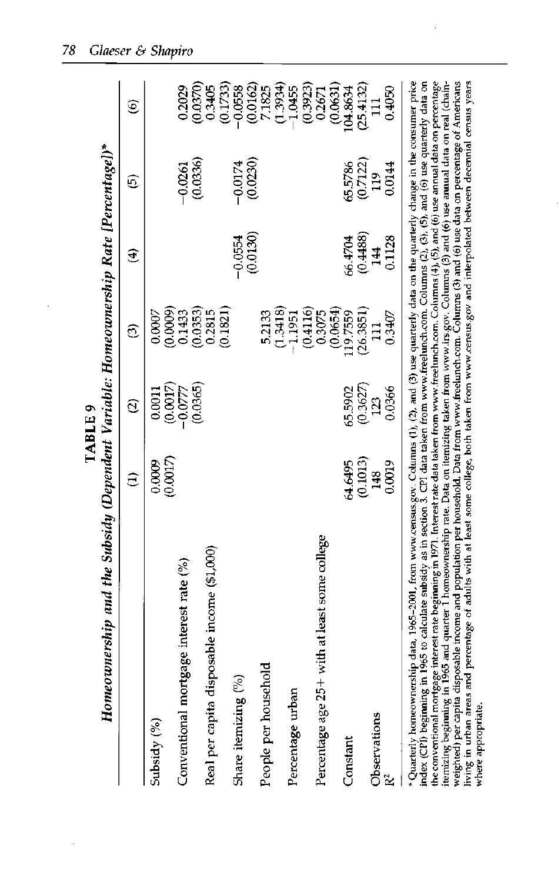**TABLE 9**

***Homeownership and the Subsidy (Dependent Variable: Homeownership Rate [Percentage])****

| | (1) | (2) | (3) | (4) | (5) | (6) |
|---|---|---|---|---|---|---|
| Subsidy (%) | 0.0009 | 0.0011 | 0.0007 | | | |
| | (0.0017) | (0.0017) | (0.0009) | | | |
| Conventional mortgage interest rate (%) | | −0.0777 | 0.1433 | | −0.0261 | 0.2029 |
| | | (0.0365) | (0.0353) | | (0.0336) | (0.0370) |
| Real per capita disposable income ($1,000) | | | 0.2815 | | | 0.3405 |
| | | | (0.1821) | | | (0.1733) |
| Share itemizing (%) | | | | −0.0554 | −0.0174 | −0.0558 |
| | | | | (0.0130) | (0.0230) | (0.0162) |
| People per household | | | 5.2133 | | | 7.1825 |
| | | | (1.3418) | | | (1.3934) |
| Percentage urban | | | −1.1951 | | | −1.0455 |
| | | | (0.4116) | | | (0.3923) |
| Percentage age 25+ with at least some college | | | 0.3075 | | | 0.2671 |
| | | | (0.0654) | | | (0.0631) |
| Constant | 64.6495 | 65.5902 | 119.7559 | 66.4704 | 65.5786 | 104.8634 |
| | (0.1013) | (0.3627) | (26.3851) | (0.4488) | (0.7122) | (25.4132) |
| Observations | 148 | 123 | 111 | 144 | 119 | 111 |
| $R^2$ | 0.0019 | 0.0366 | 0.3407 | 0.1128 | 0.0144 | 0.4050 |

*Quarterly homeownership data, 1965–2001, from www.census.gov. Columns (1), (2), and (3) use quarterly data on the quarterly change in the consumer price index (CPI) beginning in 1965 to calculate subsidy as in section 3. CPI data taken from www.freelunch.com. Columns (2), (3), (5), and (6) use quarterly data on the conventional mortgage interest rate beginning in 1971. Interest rate data taken from www.freelunch.com. Columns (4), (5), and (6) use annual data on percentage itemizing beginning in 1965 and quarter 1 homeownership rate. Data on itemizing taken from www.irs.gov. Columns (3) and (6) use annual data on real (chain-weighted) per capita disposable income and population per household. Data from www.freelunch.com. Columns (3) and (6) use data on percentage of Americans living in urban areas and percentage of adults with at least some college, both taken from www.census.gov and interpolated between decennial census years where appropriate.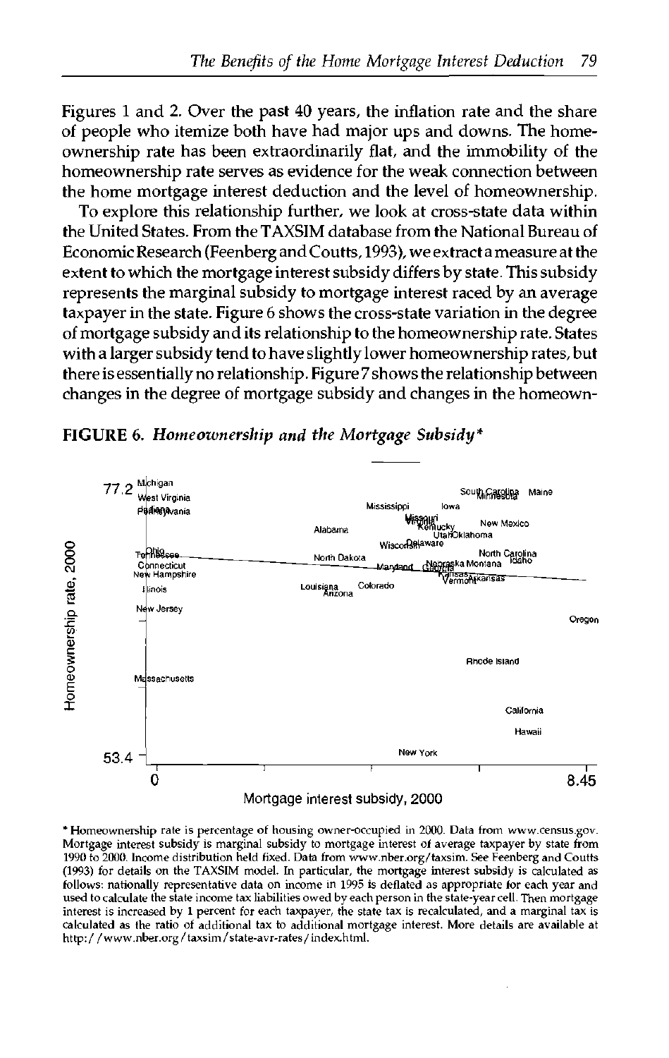Figures 1 and 2. Over the past 40 years, the inflation rate and the share of people who itemize both have had major ups and downs. The homeownership rate has been extraordinarily flat, and the immobility of the homeownership rate serves as evidence for the weak connection between the home mortgage interest deduction and the level of homeownership.

To explore this relationship further, we look at cross-state data within the United States. From the TAXSIM database from the National Bureau of Economic Research (Feenberg and Coutts, 1993), we extract a measure at the extent to which the mortgage interest subsidy differs by state. This subsidy represents the marginal subsidy to mortgage interest raced by an average taxpayer in the state. Figure 6 shows the cross-state variation in the degree of mortgage subsidy and its relationship to the homeownership rate. States with a larger subsidy tend to have slightly lower homeownership rates, but there is essentially no relationship. Figure 7 shows the relationship between changes in the degree of mortgage subsidy and changes in the homeown-

**FIGURE 6.** *Homeownership and the Mortgage Subsidy**

\* Homeownership rate is percentage of housing owner-occupied in 2000. Data from www.census.gov. Mortgage interest subsidy is marginal subsidy to mortgage interest of average taxpayer by state from 1990 to 2000. Income distribution held fixed. Data from www.nber.org/taxsim. See Feenberg and Coutts (1993) for details on the TAXSIM model. In particular, the mortgage interest subsidy is calculated as follows: nationally representative data on income in 1995 is deflated as appropriate for each year and used to calculate the state income tax liabilities owed by each person in the state-year cell. Then mortgage interest is increased by 1 percent for each taxpayer, the state tax is recalculated, and a marginal tax is calculated as the ratio of additional tax to additional mortgage interest. More details are available at http://www.nber.org/taxsim/state-avr-rates/index.html.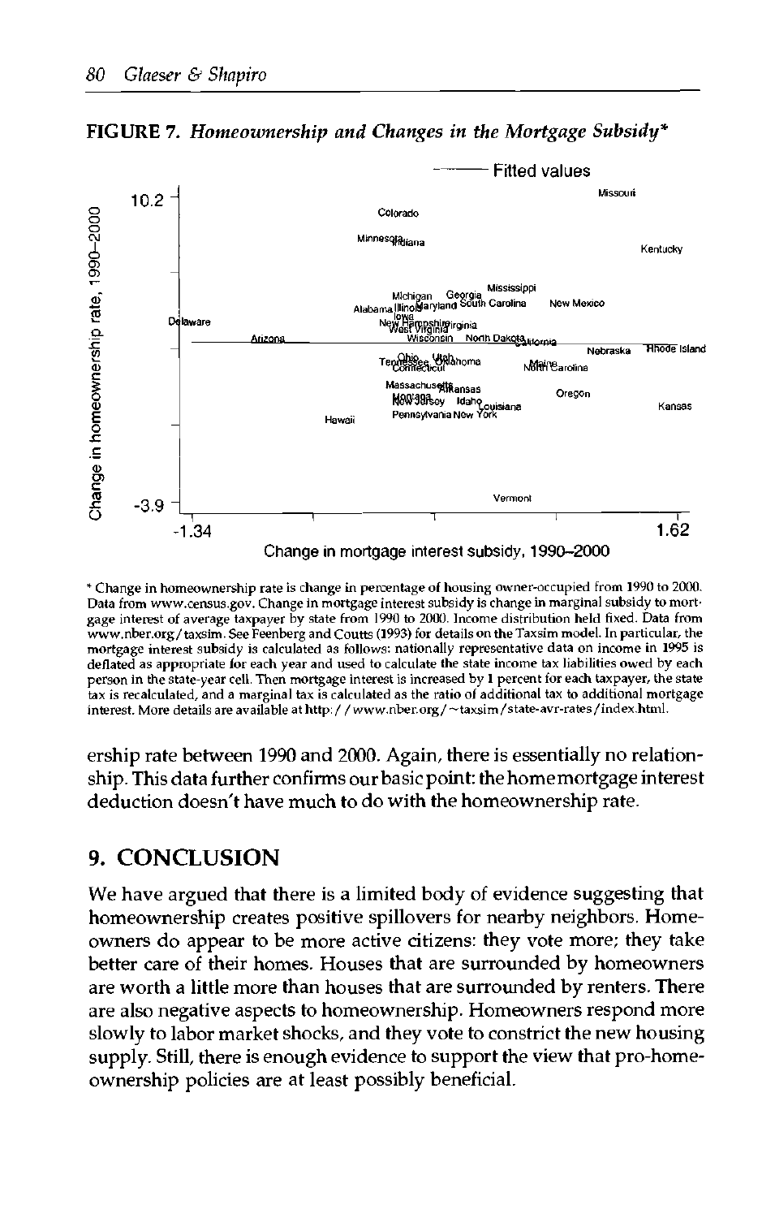**FIGURE 7. *Homeownership and Changes in the Mortgage Subsidy**

\* Change in homeownership rate is change in percentage of housing owner-occupied from 1990 to 2000. Data from www.census.gov. Change in mortgage interest subsidy is change in marginal subsidy to mortgage interest of average taxpayer by state from 1990 to 2000. Income distribution held fixed. Data from www.nber.org/taxsim. See Feenberg and Coutts (1993) for details on the Taxsim model. In particular, the mortgage interest subsidy is calculated as follows: nationally representative data on income in 1995 is deflated as appropriate for each year and used to calculate the state income tax liabilities owed by each person in the state-year cell. Then mortgage interest is increased by 1 percent for each taxpayer, the state tax is recalculated, and a marginal tax is calculated as the ratio of additional tax to additional mortgage interest. More details are available at http://www.nber.org/~taxsim/state-avr-rates/index.html.

ership rate between 1990 and 2000. Again, there is essentially no relationship. This data further confirms our basic point: the home mortgage interest deduction doesn't have much to do with the homeownership rate.

## 9. CONCLUSION

We have argued that there is a limited body of evidence suggesting that homeownership creates positive spillovers for nearby neighbors. Homeowners do appear to be more active citizens: they vote more; they take better care of their homes. Houses that are surrounded by homeowners are worth a little more than houses that are surrounded by renters. There are also negative aspects to homeownership. Homeowners respond more slowly to labor market shocks, and they vote to constrict the new housing supply. Still, there is enough evidence to support the view that pro-homeownership policies are at least possibly beneficial.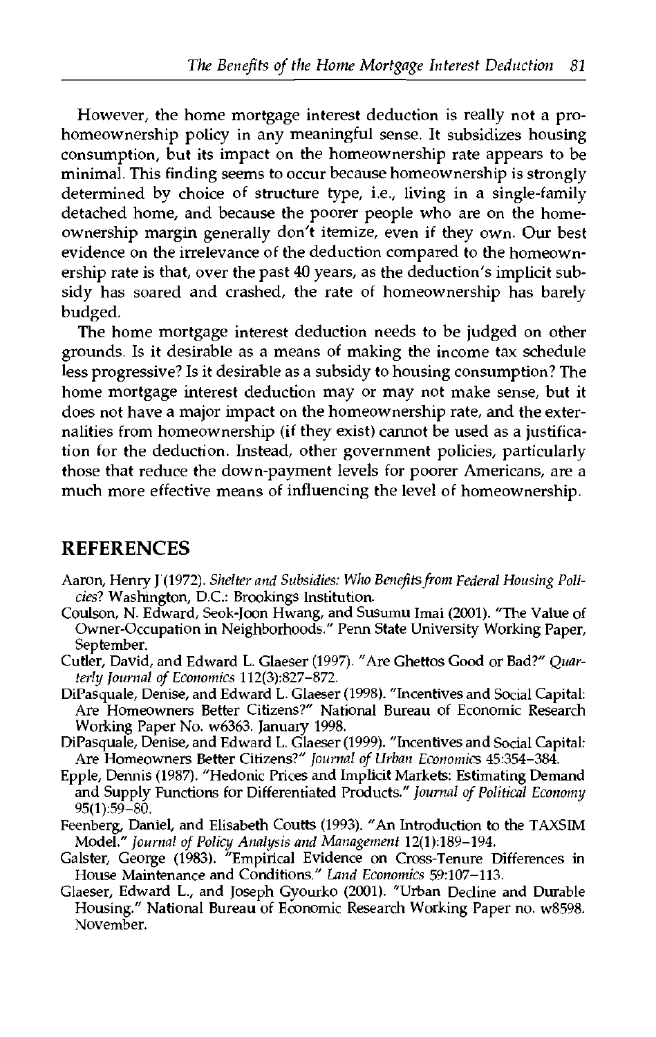However, the home mortgage interest deduction is really not a pro-homeownership policy in any meaningful sense. It subsidizes housing consumption, but its impact on the homeownership rate appears to be minimal. This finding seems to occur because homeownership is strongly determined by choice of structure type, i.e., living in a single-family detached home, and because the poorer people who are on the homeownership margin generally don't itemize, even if they own. Our best evidence on the irrelevance of the deduction compared to the homeownership rate is that, over the past 40 years, as the deduction's implicit subsidy has soared and crashed, the rate of homeownership has barely budged.

The home mortgage interest deduction needs to be judged on other grounds. Is it desirable as a means of making the income tax schedule less progressive? Is it desirable as a subsidy to housing consumption? The home mortgage interest deduction may or may not make sense, but it does not have a major impact on the homeownership rate, and the externalities from homeownership (if they exist) cannot be used as a justification for the deduction. Instead, other government policies, particularly those that reduce the down-payment levels for poorer Americans, are a much more effective means of influencing the level of homeownership.

## REFERENCES

Aaron, Henry J (1972). *Shelter and Subsidies: Who Benefits from Federal Housing Policies?* Washington, D.C.: Brookings Institution.

Coulson, N. Edward, Seok-Joon Hwang, and Susumu Imai (2001). "The Value of Owner-Occupation in Neighborhoods." Penn State University Working Paper, September.

Cutler, David, and Edward L. Glaeser (1997). "Are Ghettos Good or Bad?" *Quarterly Journal of Economics* 112(3):827–872.

DiPasquale, Denise, and Edward L. Glaeser (1998). "Incentives and Social Capital: Are Homeowners Better Citizens?" National Bureau of Economic Research Working Paper No. w6363. January 1998.

DiPasquale, Denise, and Edward L. Glaeser (1999). "Incentives and Social Capital: Are Homeowners Better Citizens?" *Journal of Urban Economics* 45:354–384.

Epple, Dennis (1987). "Hedonic Prices and Implicit Markets: Estimating Demand and Supply Functions for Differentiated Products." *Journal of Political Economy* 95(1):59–80.

Feenberg, Daniel, and Elisabeth Coutts (1993). "An Introduction to the TAXSIM Model." *Journal of Policy Analysis and Management* 12(1):189–194.

Galster, George (1983). "Empirical Evidence on Cross-Tenure Differences in House Maintenance and Conditions." *Land Economics* 59:107–113.

Glaeser, Edward L., and Joseph Gyourko (2001). "Urban Decline and Durable Housing." National Bureau of Economic Research Working Paper no. w8598. November.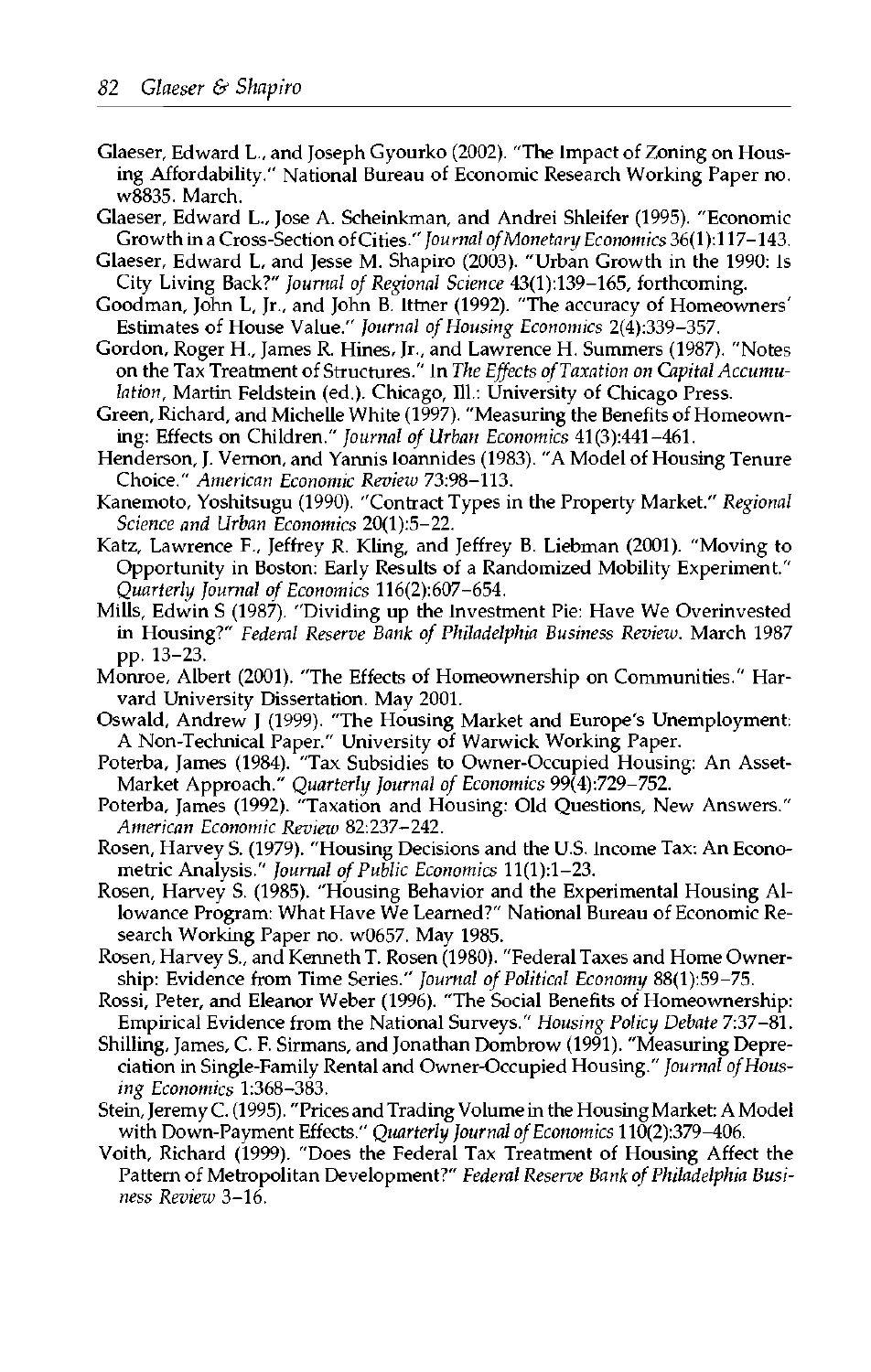Glaeser, Edward L., and Joseph Gyourko (2002). "The Impact of Zoning on Housing Affordability." National Bureau of Economic Research Working Paper no. w8835. March.

Glaeser, Edward L., Jose A. Scheinkman, and Andrei Shleifer (1995). "Economic Growth in a Cross-Section of Cities." *Journal of Monetary Economics* 36(1):117–143.

Glaeser, Edward L. and Jesse M. Shapiro (2003). "Urban Growth in the 1990: Is City Living Back?" *Journal of Regional Science* 43(1):139–165, forthcoming.

Goodman, John L. Jr., and John B. Ittner (1992). "The accuracy of Homeowners' Estimates of House Value." *Journal of Housing Economics* 2(4):339–357.

Gordon, Roger H., James R. Hines, Jr., and Lawrence H. Summers (1987). "Notes on the Tax Treatment of Structures." In *The Effects of Taxation on Capital Accumulation*, Martin Feldstein (ed.). Chicago, Ill.: University of Chicago Press.

Green, Richard, and Michelle White (1997). "Measuring the Benefits of Homeowning: Effects on Children." *Journal of Urban Economics* 41(3):441–461.

Henderson, J. Vernon, and Yannis Ioannides (1983). "A Model of Housing Tenure Choice." *American Economic Review* 73:98–113.

Kanemoto, Yoshitsugu (1990). "Contract Types in the Property Market." *Regional Science and Urban Economics* 20(1):5–22.

Katz, Lawrence F., Jeffrey R. Kling, and Jeffrey B. Liebman (2001). "Moving to Opportunity in Boston: Early Results of a Randomized Mobility Experiment." *Quarterly Journal of Economics* 116(2):607–654.

Mills, Edwin S (1987). "Dividing up the Investment Pie: Have We Overinvested in Housing?" *Federal Reserve Bank of Philadelphia Business Review*. March 1987 pp. 13–23.

Monroe, Albert (2001). "The Effects of Homeownership on Communities." Harvard University Dissertation. May 2001.

Oswald, Andrew J (1999). "The Housing Market and Europe's Unemployment: A Non-Technical Paper." University of Warwick Working Paper.

Poterba, James (1984). "Tax Subsidies to Owner-Occupied Housing: An Asset-Market Approach." *Quarterly Journal of Economics* 99(4):729–752.

Poterba, James (1992). "Taxation and Housing: Old Questions, New Answers." *American Economic Review* 82:237–242.

Rosen, Harvey S. (1979). "Housing Decisions and the U.S. Income Tax: An Econometric Analysis." *Journal of Public Economics* 11(1):1–23.

Rosen, Harvey S. (1985). "Housing Behavior and the Experimental Housing Allowance Program: What Have We Learned?" National Bureau of Economic Research Working Paper no. w0657. May 1985.

Rosen, Harvey S., and Kenneth T. Rosen (1980). "Federal Taxes and Home Ownership: Evidence from Time Series." *Journal of Political Economy* 88(1):59–75.

Rossi, Peter, and Eleanor Weber (1996). "The Social Benefits of Homeownership: Empirical Evidence from the National Surveys." *Housing Policy Debate* 7:37–81.

Shilling, James, C. F. Sirmans, and Jonathan Dombrow (1991). "Measuring Depreciation in Single-Family Rental and Owner-Occupied Housing." *Journal of Housing Economics* 1:368–383.

Stein, Jeremy C. (1995). "Prices and Trading Volume in the Housing Market: A Model with Down-Payment Effects." *Quarterly Journal of Economics* 110(2):379–406.

Voith, Richard (1999). "Does the Federal Tax Treatment of Housing Affect the Pattern of Metropolitan Development?" *Federal Reserve Bank of Philadelphia Business Review* 3–16.